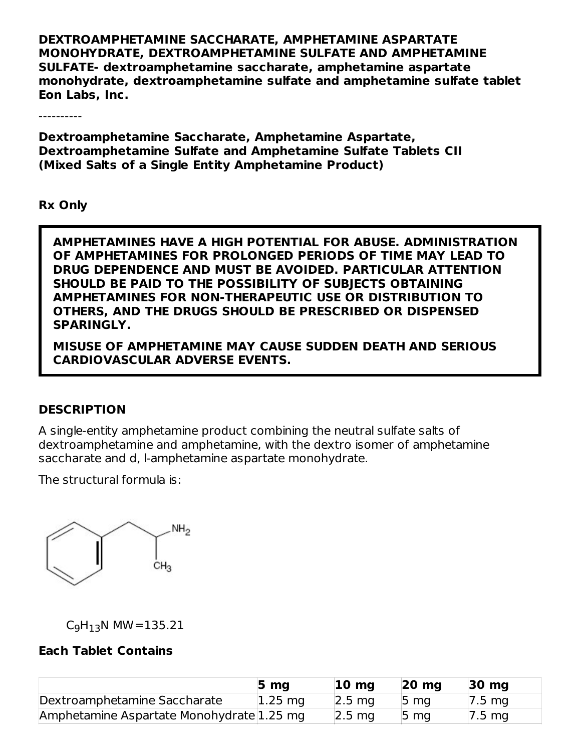**DEXTROAMPHETAMINE SACCHARATE, AMPHETAMINE ASPARTATE MONOHYDRATE, DEXTROAMPHETAMINE SULFATE AND AMPHETAMINE SULFATE- dextroamphetamine saccharate, amphetamine aspartate monohydrate, dextroamphetamine sulfate and amphetamine sulfate tablet**
**Eon Labs, Inc.**

----------

**Dextroamphetamine Saccharate, Amphetamine Aspartate, Dextroamphetamine Sulfate and Amphetamine Sulfate Tablets CII**
**(Mixed Salts of a Single Entity Amphetamine Product)**

**Rx Only**

**AMPHETAMINES HAVE A HIGH POTENTIAL FOR ABUSE. ADMINISTRATION OF AMPHETAMINES FOR PROLONGED PERIODS OF TIME MAY LEAD TO DRUG DEPENDENCE AND MUST BE AVOIDED. PARTICULAR ATTENTION SHOULD BE PAID TO THE POSSIBILITY OF SUBJECTS OBTAINING AMPHETAMINES FOR NON-THERAPEUTIC USE OR DISTRIBUTION TO OTHERS, AND THE DRUGS SHOULD BE PRESCRIBED OR DISPENSED SPARINGLY.**

**MISUSE OF AMPHETAMINE MAY CAUSE SUDDEN DEATH AND SERIOUS CARDIOVASCULAR ADVERSE EVENTS.**

## DESCRIPTION

A single-entity amphetamine product combining the neutral sulfate salts of dextroamphetamine and amphetamine, with the dextro isomer of amphetamine saccharate and d, l-amphetamine aspartate monohydrate.

The structural formula is:

$C_9H_{13}N$ MW=135.21

### Each Tablet Contains

| | 5 mg | 10 mg | 20 mg | 30 mg |
|---|---|---|---|---|
| Dextroamphetamine Saccharate | 1.25 mg | 2.5 mg | 5 mg | 7.5 mg |
| Amphetamine Aspartate Monohydrate | 1.25 mg | 2.5 mg | 5 mg | 7.5 mg |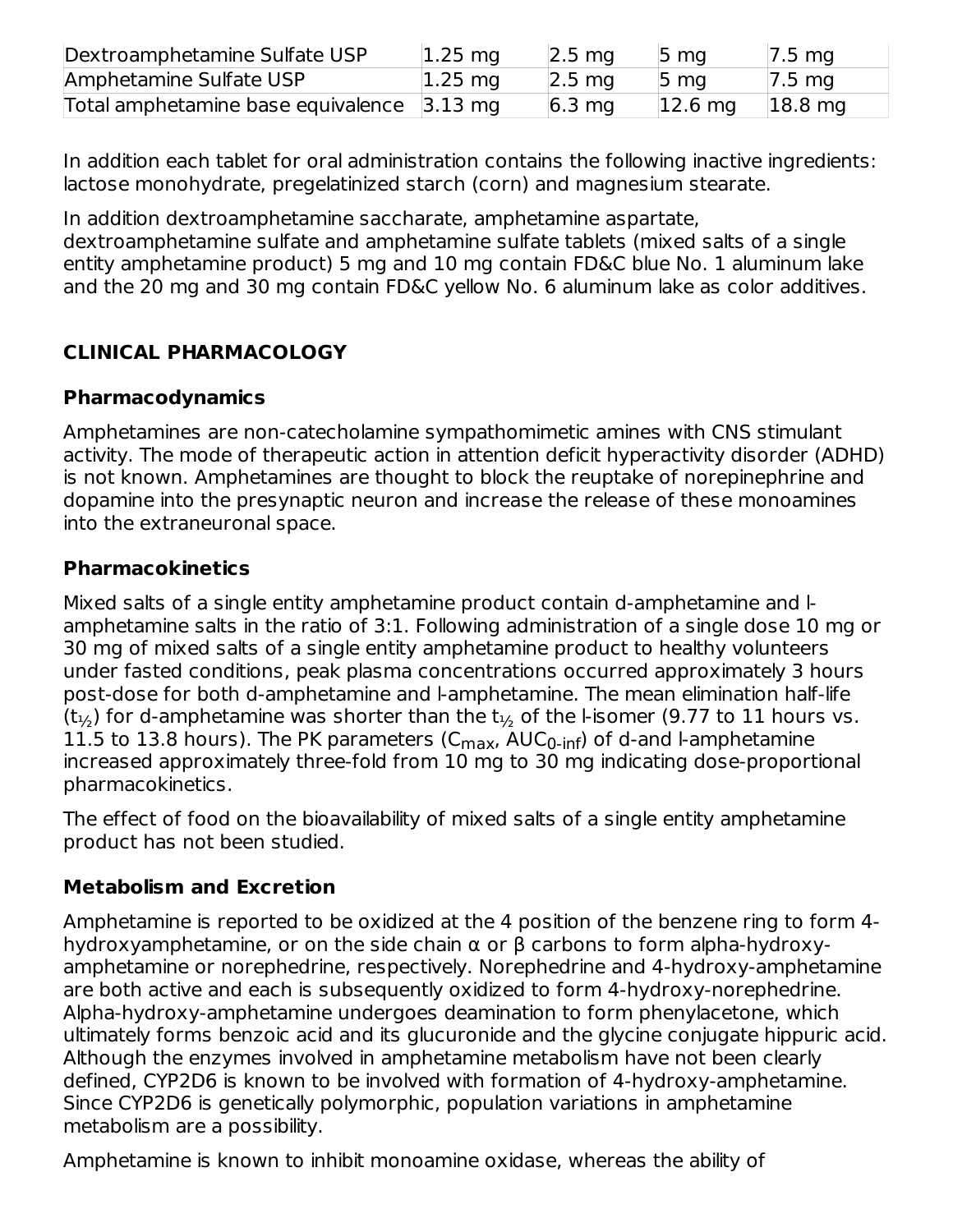| Dextroamphetamine Sulfate USP | 1.25 mg | 2.5 mg | 5 mg | 7.5 mg |
|---|---|---|---|---|
| Amphetamine Sulfate USP | 1.25 mg | 2.5 mg | 5 mg | 7.5 mg |
| Total amphetamine base equivalence | 3.13 mg | 6.3 mg | 12.6 mg | 18.8 mg |

In addition each tablet for oral administration contains the following inactive ingredients: lactose monohydrate, pregelatinized starch (corn) and magnesium stearate.

In addition dextroamphetamine saccharate, amphetamine aspartate, dextroamphetamine sulfate and amphetamine sulfate tablets (mixed salts of a single entity amphetamine product) 5 mg and 10 mg contain FD&C blue No. 1 aluminum lake and the 20 mg and 30 mg contain FD&C yellow No. 6 aluminum lake as color additives.

## CLINICAL PHARMACOLOGY

### Pharmacodynamics

Amphetamines are non-catecholamine sympathomimetic amines with CNS stimulant activity. The mode of therapeutic action in attention deficit hyperactivity disorder (ADHD) is not known. Amphetamines are thought to block the reuptake of norepinephrine and dopamine into the presynaptic neuron and increase the release of these monoamines into the extraneuronal space.

### Pharmacokinetics

Mixed salts of a single entity amphetamine product contain d-amphetamine and l-amphetamine salts in the ratio of 3:1. Following administration of a single dose 10 mg or 30 mg of mixed salts of a single entity amphetamine product to healthy volunteers under fasted conditions, peak plasma concentrations occurred approximately 3 hours post-dose for both d-amphetamine and l-amphetamine. The mean elimination half-life ($t_{½}$) for d-amphetamine was shorter than the $t_{½}$ of the l-isomer (9.77 to 11 hours vs. 11.5 to 13.8 hours). The PK parameters ($C_{max}$, $AUC_{0\text{-}inf}$) of d-and l-amphetamine increased approximately three-fold from 10 mg to 30 mg indicating dose-proportional pharmacokinetics.

The effect of food on the bioavailability of mixed salts of a single entity amphetamine product has not been studied.

### Metabolism and Excretion

Amphetamine is reported to be oxidized at the 4 position of the benzene ring to form 4-hydroxyamphetamine, or on the side chain α or β carbons to form alpha-hydroxy-amphetamine or norephedrine, respectively. Norephedrine and 4-hydroxy-amphetamine are both active and each is subsequently oxidized to form 4-hydroxy-norephedrine. Alpha-hydroxy-amphetamine undergoes deamination to form phenylacetone, which ultimately forms benzoic acid and its glucuronide and the glycine conjugate hippuric acid. Although the enzymes involved in amphetamine metabolism have not been clearly defined, CYP2D6 is known to be involved with formation of 4-hydroxy-amphetamine. Since CYP2D6 is genetically polymorphic, population variations in amphetamine metabolism are a possibility.

Amphetamine is known to inhibit monoamine oxidase, whereas the ability of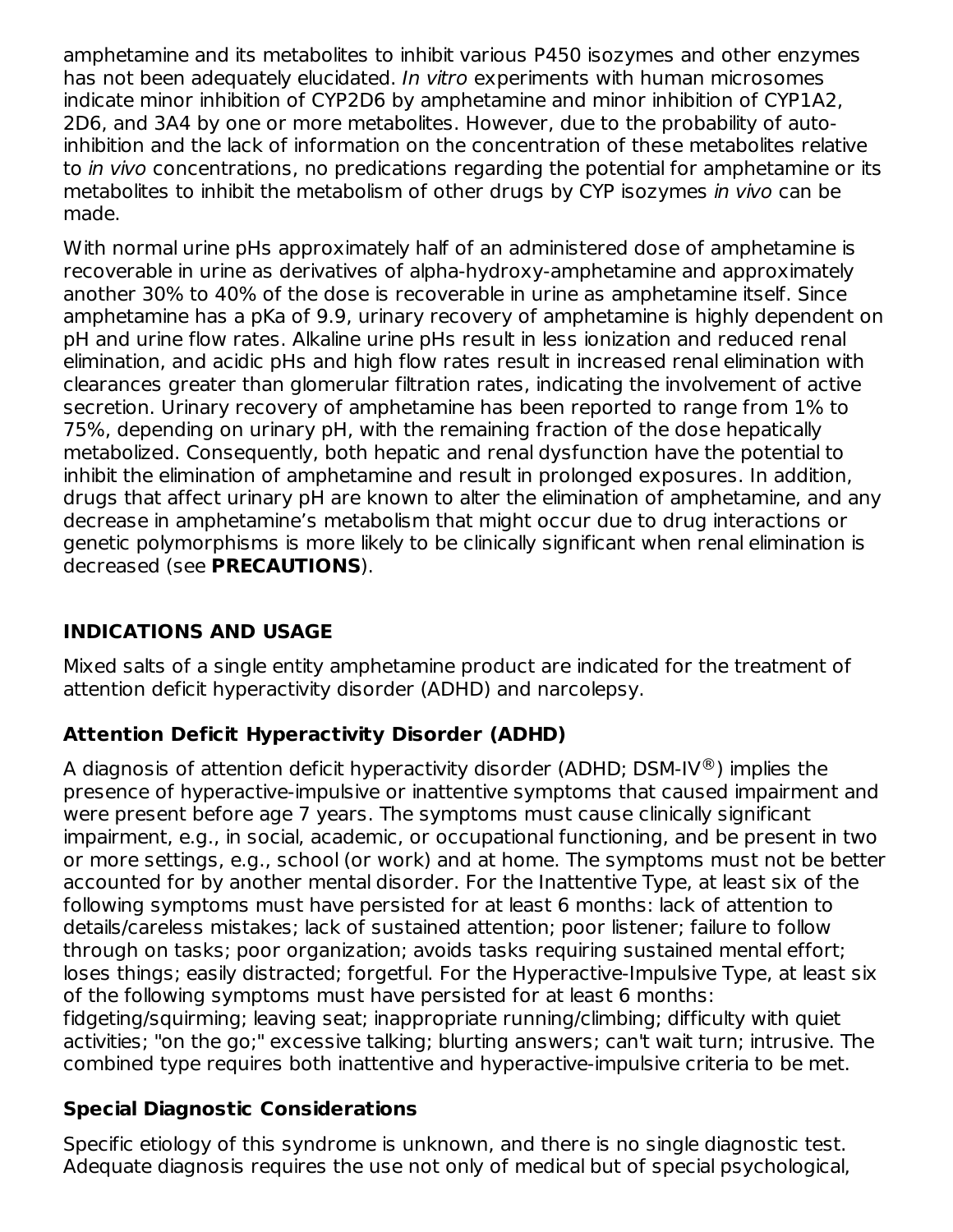amphetamine and its metabolites to inhibit various P450 isozymes and other enzymes has not been adequately elucidated. *In vitro* experiments with human microsomes indicate minor inhibition of CYP2D6 by amphetamine and minor inhibition of CYP1A2, 2D6, and 3A4 by one or more metabolites. However, due to the probability of auto-inhibition and the lack of information on the concentration of these metabolites relative to *in vivo* concentrations, no predications regarding the potential for amphetamine or its metabolites to inhibit the metabolism of other drugs by CYP isozymes *in vivo* can be made.

With normal urine pHs approximately half of an administered dose of amphetamine is recoverable in urine as derivatives of alpha-hydroxy-amphetamine and approximately another 30% to 40% of the dose is recoverable in urine as amphetamine itself. Since amphetamine has a pKa of 9.9, urinary recovery of amphetamine is highly dependent on pH and urine flow rates. Alkaline urine pHs result in less ionization and reduced renal elimination, and acidic pHs and high flow rates result in increased renal elimination with clearances greater than glomerular filtration rates, indicating the involvement of active secretion. Urinary recovery of amphetamine has been reported to range from 1% to 75%, depending on urinary pH, with the remaining fraction of the dose hepatically metabolized. Consequently, both hepatic and renal dysfunction have the potential to inhibit the elimination of amphetamine and result in prolonged exposures. In addition, drugs that affect urinary pH are known to alter the elimination of amphetamine, and any decrease in amphetamine's metabolism that might occur due to drug interactions or genetic polymorphisms is more likely to be clinically significant when renal elimination is decreased (see **PRECAUTIONS**).

## INDICATIONS AND USAGE

Mixed salts of a single entity amphetamine product are indicated for the treatment of attention deficit hyperactivity disorder (ADHD) and narcolepsy.

### Attention Deficit Hyperactivity Disorder (ADHD)

A diagnosis of attention deficit hyperactivity disorder (ADHD; DSM-IV®) implies the presence of hyperactive-impulsive or inattentive symptoms that caused impairment and were present before age 7 years. The symptoms must cause clinically significant impairment, e.g., in social, academic, or occupational functioning, and be present in two or more settings, e.g., school (or work) and at home. The symptoms must not be better accounted for by another mental disorder. For the Inattentive Type, at least six of the following symptoms must have persisted for at least 6 months: lack of attention to details/careless mistakes; lack of sustained attention; poor listener; failure to follow through on tasks; poor organization; avoids tasks requiring sustained mental effort; loses things; easily distracted; forgetful. For the Hyperactive-Impulsive Type, at least six of the following symptoms must have persisted for at least 6 months: fidgeting/squirming; leaving seat; inappropriate running/climbing; difficulty with quiet activities; "on the go;" excessive talking; blurting answers; can't wait turn; intrusive. The combined type requires both inattentive and hyperactive-impulsive criteria to be met.

### Special Diagnostic Considerations

Specific etiology of this syndrome is unknown, and there is no single diagnostic test. Adequate diagnosis requires the use not only of medical but of special psychological,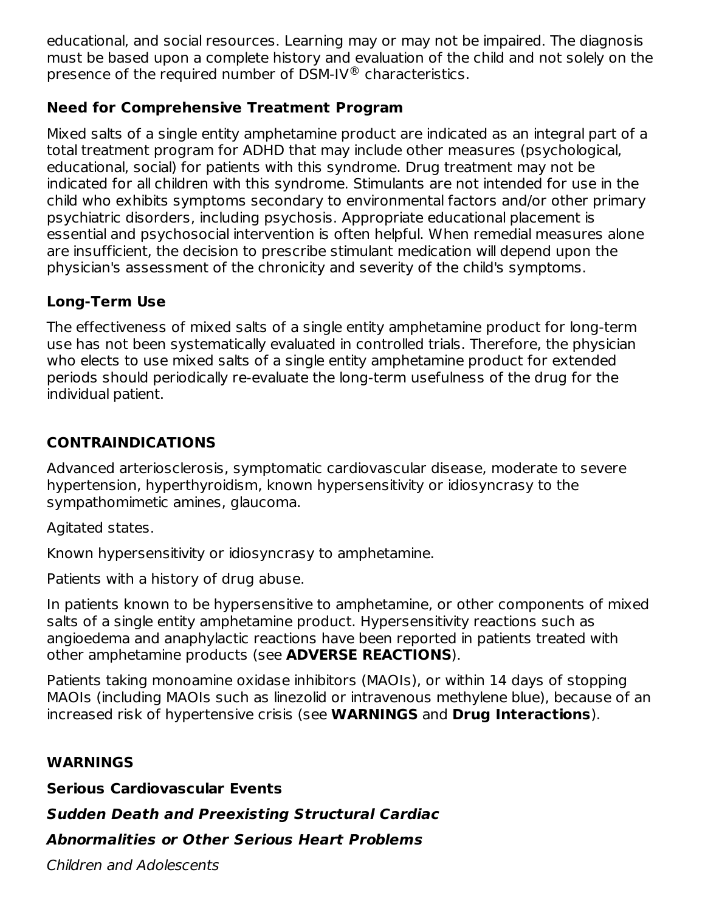educational, and social resources. Learning may or may not be impaired. The diagnosis must be based upon a complete history and evaluation of the child and not solely on the presence of the required number of DSM-IV® characteristics.

### Need for Comprehensive Treatment Program

Mixed salts of a single entity amphetamine product are indicated as an integral part of a total treatment program for ADHD that may include other measures (psychological, educational, social) for patients with this syndrome. Drug treatment may not be indicated for all children with this syndrome. Stimulants are not intended for use in the child who exhibits symptoms secondary to environmental factors and/or other primary psychiatric disorders, including psychosis. Appropriate educational placement is essential and psychosocial intervention is often helpful. When remedial measures alone are insufficient, the decision to prescribe stimulant medication will depend upon the physician's assessment of the chronicity and severity of the child's symptoms.

### Long-Term Use

The effectiveness of mixed salts of a single entity amphetamine product for long-term use has not been systematically evaluated in controlled trials. Therefore, the physician who elects to use mixed salts of a single entity amphetamine product for extended periods should periodically re-evaluate the long-term usefulness of the drug for the individual patient.

## CONTRAINDICATIONS

Advanced arteriosclerosis, symptomatic cardiovascular disease, moderate to severe hypertension, hyperthyroidism, known hypersensitivity or idiosyncrasy to the sympathomimetic amines, glaucoma.

Agitated states.

Known hypersensitivity or idiosyncrasy to amphetamine.

Patients with a history of drug abuse.

In patients known to be hypersensitive to amphetamine, or other components of mixed salts of a single entity amphetamine product. Hypersensitivity reactions such as angioedema and anaphylactic reactions have been reported in patients treated with other amphetamine products (see **ADVERSE REACTIONS**).

Patients taking monoamine oxidase inhibitors (MAOIs), or within 14 days of stopping MAOIs (including MAOIs such as linezolid or intravenous methylene blue), because of an increased risk of hypertensive crisis (see **WARNINGS** and **Drug Interactions**).

## WARNINGS

### Serious Cardiovascular Events

#### *Sudden Death and Preexisting Structural Cardiac Abnormalities or Other Serious Heart Problems*

*Children and Adolescents*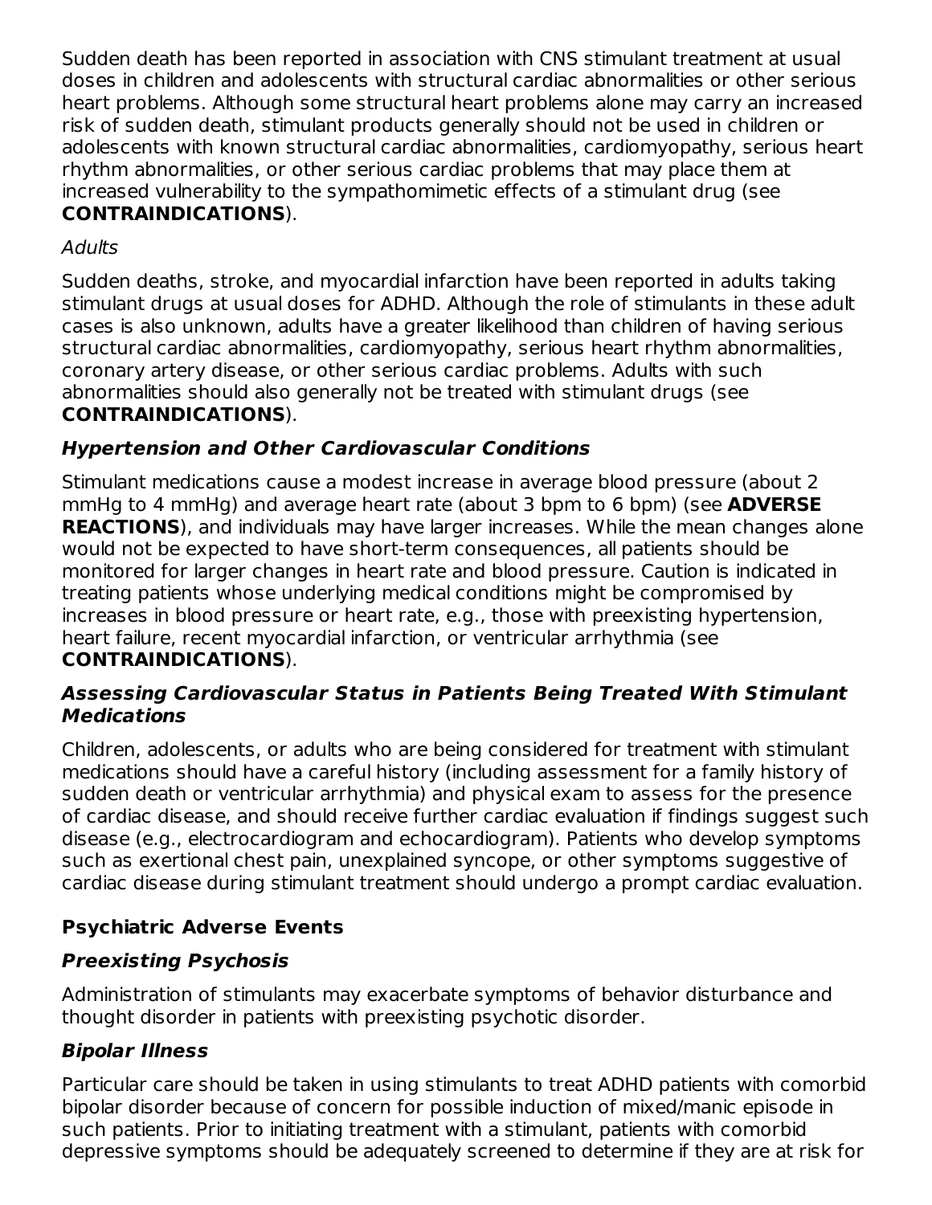Sudden death has been reported in association with CNS stimulant treatment at usual doses in children and adolescents with structural cardiac abnormalities or other serious heart problems. Although some structural heart problems alone may carry an increased risk of sudden death, stimulant products generally should not be used in children or adolescents with known structural cardiac abnormalities, cardiomyopathy, serious heart rhythm abnormalities, or other serious cardiac problems that may place them at increased vulnerability to the sympathomimetic effects of a stimulant drug (see **CONTRAINDICATIONS**).

*Adults*

Sudden deaths, stroke, and myocardial infarction have been reported in adults taking stimulant drugs at usual doses for ADHD. Although the role of stimulants in these adult cases is also unknown, adults have a greater likelihood than children of having serious structural cardiac abnormalities, cardiomyopathy, serious heart rhythm abnormalities, coronary artery disease, or other serious cardiac problems. Adults with such abnormalities should also generally not be treated with stimulant drugs (see **CONTRAINDICATIONS**).

### *Hypertension and Other Cardiovascular Conditions*

Stimulant medications cause a modest increase in average blood pressure (about 2 mmHg to 4 mmHg) and average heart rate (about 3 bpm to 6 bpm) (see **ADVERSE REACTIONS**), and individuals may have larger increases. While the mean changes alone would not be expected to have short-term consequences, all patients should be monitored for larger changes in heart rate and blood pressure. Caution is indicated in treating patients whose underlying medical conditions might be compromised by increases in blood pressure or heart rate, e.g., those with preexisting hypertension, heart failure, recent myocardial infarction, or ventricular arrhythmia (see **CONTRAINDICATIONS**).

### *Assessing Cardiovascular Status in Patients Being Treated With Stimulant Medications*

Children, adolescents, or adults who are being considered for treatment with stimulant medications should have a careful history (including assessment for a family history of sudden death or ventricular arrhythmia) and physical exam to assess for the presence of cardiac disease, and should receive further cardiac evaluation if findings suggest such disease (e.g., electrocardiogram and echocardiogram). Patients who develop symptoms such as exertional chest pain, unexplained syncope, or other symptoms suggestive of cardiac disease during stimulant treatment should undergo a prompt cardiac evaluation.

## Psychiatric Adverse Events

### *Preexisting Psychosis*

Administration of stimulants may exacerbate symptoms of behavior disturbance and thought disorder in patients with preexisting psychotic disorder.

### *Bipolar Illness*

Particular care should be taken in using stimulants to treat ADHD patients with comorbid bipolar disorder because of concern for possible induction of mixed/manic episode in such patients. Prior to initiating treatment with a stimulant, patients with comorbid depressive symptoms should be adequately screened to determine if they are at risk for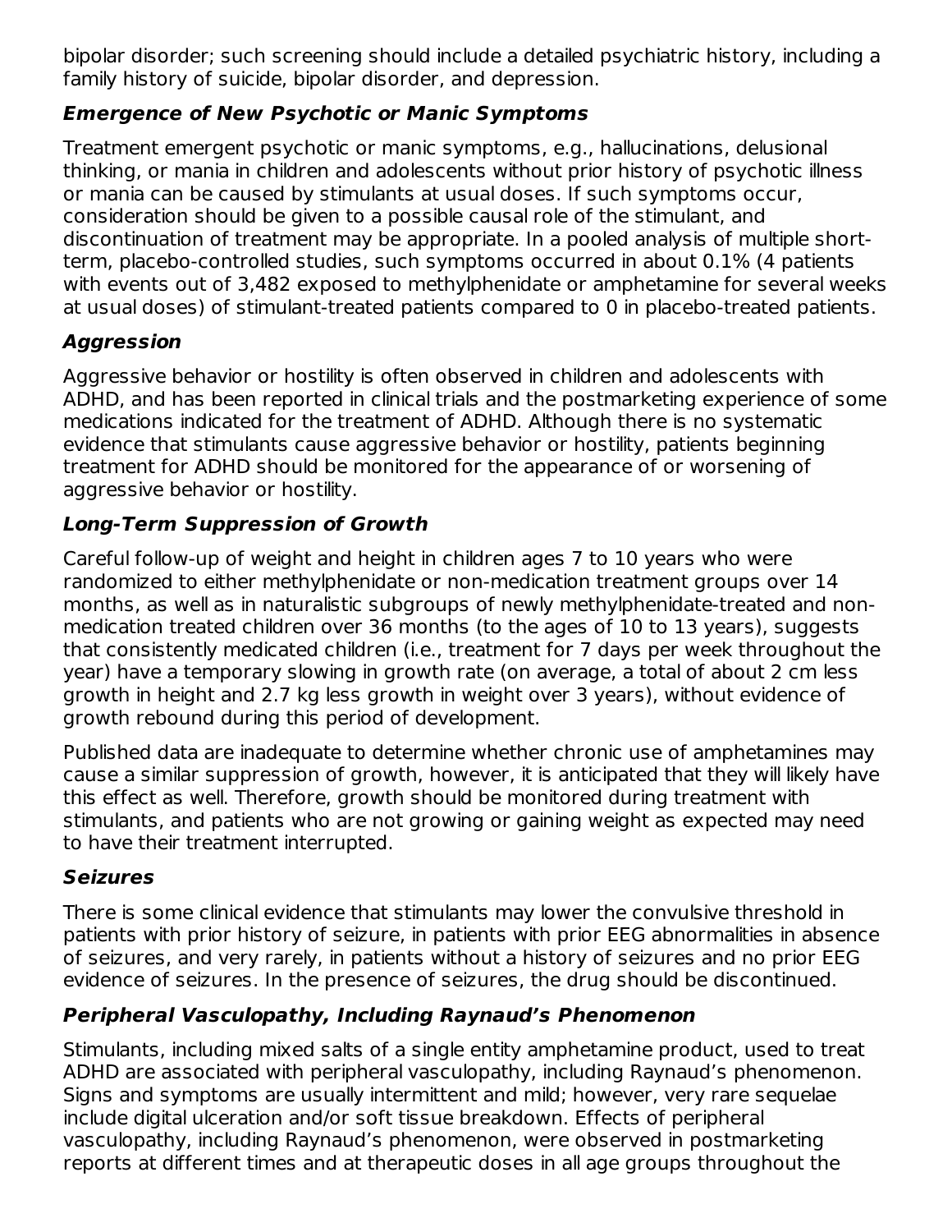bipolar disorder; such screening should include a detailed psychiatric history, including a family history of suicide, bipolar disorder, and depression.

### *Emergence of New Psychotic or Manic Symptoms*

Treatment emergent psychotic or manic symptoms, e.g., hallucinations, delusional thinking, or mania in children and adolescents without prior history of psychotic illness or mania can be caused by stimulants at usual doses. If such symptoms occur, consideration should be given to a possible causal role of the stimulant, and discontinuation of treatment may be appropriate. In a pooled analysis of multiple short-term, placebo-controlled studies, such symptoms occurred in about 0.1% (4 patients with events out of 3,482 exposed to methylphenidate or amphetamine for several weeks at usual doses) of stimulant-treated patients compared to 0 in placebo-treated patients.

### *Aggression*

Aggressive behavior or hostility is often observed in children and adolescents with ADHD, and has been reported in clinical trials and the postmarketing experience of some medications indicated for the treatment of ADHD. Although there is no systematic evidence that stimulants cause aggressive behavior or hostility, patients beginning treatment for ADHD should be monitored for the appearance of or worsening of aggressive behavior or hostility.

### *Long-Term Suppression of Growth*

Careful follow-up of weight and height in children ages 7 to 10 years who were randomized to either methylphenidate or non-medication treatment groups over 14 months, as well as in naturalistic subgroups of newly methylphenidate-treated and non-medication treated children over 36 months (to the ages of 10 to 13 years), suggests that consistently medicated children (i.e., treatment for 7 days per week throughout the year) have a temporary slowing in growth rate (on average, a total of about 2 cm less growth in height and 2.7 kg less growth in weight over 3 years), without evidence of growth rebound during this period of development.

Published data are inadequate to determine whether chronic use of amphetamines may cause a similar suppression of growth, however, it is anticipated that they will likely have this effect as well. Therefore, growth should be monitored during treatment with stimulants, and patients who are not growing or gaining weight as expected may need to have their treatment interrupted.

### *Seizures*

There is some clinical evidence that stimulants may lower the convulsive threshold in patients with prior history of seizure, in patients with prior EEG abnormalities in absence of seizures, and very rarely, in patients without a history of seizures and no prior EEG evidence of seizures. In the presence of seizures, the drug should be discontinued.

### *Peripheral Vasculopathy, Including Raynaud's Phenomenon*

Stimulants, including mixed salts of a single entity amphetamine product, used to treat ADHD are associated with peripheral vasculopathy, including Raynaud's phenomenon. Signs and symptoms are usually intermittent and mild; however, very rare sequelae include digital ulceration and/or soft tissue breakdown. Effects of peripheral vasculopathy, including Raynaud's phenomenon, were observed in postmarketing reports at different times and at therapeutic doses in all age groups throughout the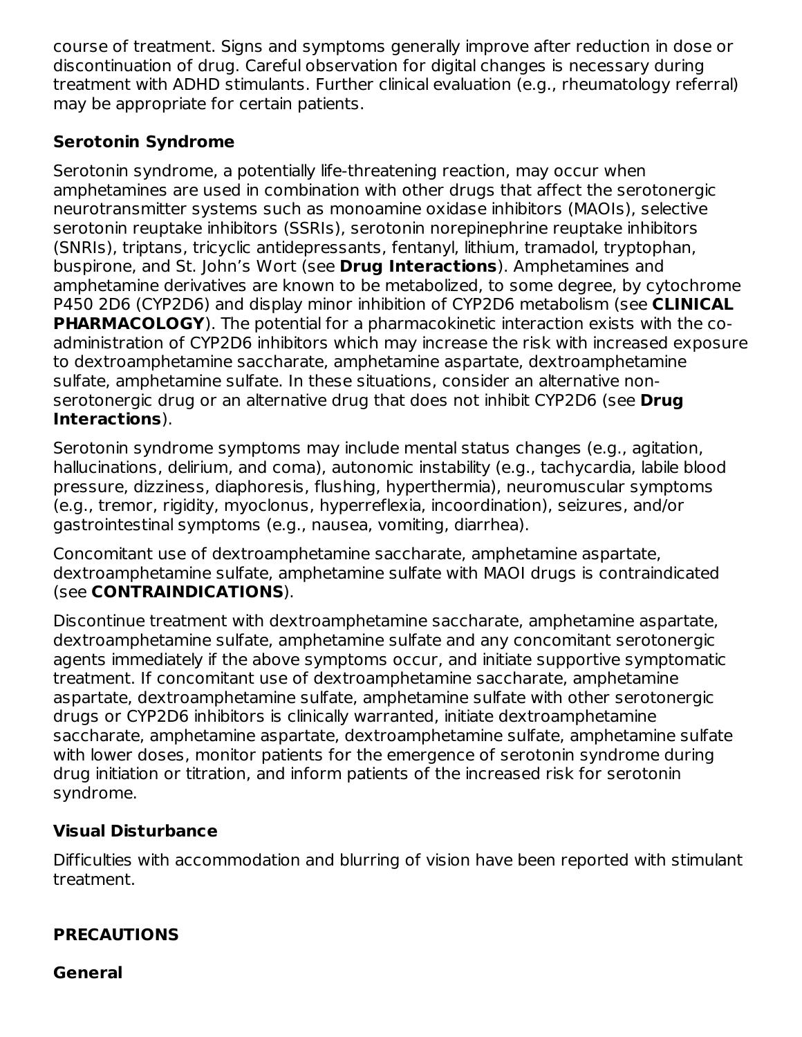course of treatment. Signs and symptoms generally improve after reduction in dose or discontinuation of drug. Careful observation for digital changes is necessary during treatment with ADHD stimulants. Further clinical evaluation (e.g., rheumatology referral) may be appropriate for certain patients.

**Serotonin Syndrome**

Serotonin syndrome, a potentially life-threatening reaction, may occur when amphetamines are used in combination with other drugs that affect the serotonergic neurotransmitter systems such as monoamine oxidase inhibitors (MAOIs), selective serotonin reuptake inhibitors (SSRIs), serotonin norepinephrine reuptake inhibitors (SNRIs), triptans, tricyclic antidepressants, fentanyl, lithium, tramadol, tryptophan, buspirone, and St. John's Wort (see **Drug Interactions**). Amphetamines and amphetamine derivatives are known to be metabolized, to some degree, by cytochrome P450 2D6 (CYP2D6) and display minor inhibition of CYP2D6 metabolism (see **CLINICAL PHARMACOLOGY**). The potential for a pharmacokinetic interaction exists with the co-administration of CYP2D6 inhibitors which may increase the risk with increased exposure to dextroamphetamine saccharate, amphetamine aspartate, dextroamphetamine sulfate, amphetamine sulfate. In these situations, consider an alternative non-serotonergic drug or an alternative drug that does not inhibit CYP2D6 (see **Drug Interactions**).

Serotonin syndrome symptoms may include mental status changes (e.g., agitation, hallucinations, delirium, and coma), autonomic instability (e.g., tachycardia, labile blood pressure, dizziness, diaphoresis, flushing, hyperthermia), neuromuscular symptoms (e.g., tremor, rigidity, myoclonus, hyperreflexia, incoordination), seizures, and/or gastrointestinal symptoms (e.g., nausea, vomiting, diarrhea).

Concomitant use of dextroamphetamine saccharate, amphetamine aspartate, dextroamphetamine sulfate, amphetamine sulfate with MAOI drugs is contraindicated (see **CONTRAINDICATIONS**).

Discontinue treatment with dextroamphetamine saccharate, amphetamine aspartate, dextroamphetamine sulfate, amphetamine sulfate and any concomitant serotonergic agents immediately if the above symptoms occur, and initiate supportive symptomatic treatment. If concomitant use of dextroamphetamine saccharate, amphetamine aspartate, dextroamphetamine sulfate, amphetamine sulfate with other serotonergic drugs or CYP2D6 inhibitors is clinically warranted, initiate dextroamphetamine saccharate, amphetamine aspartate, dextroamphetamine sulfate, amphetamine sulfate with lower doses, monitor patients for the emergence of serotonin syndrome during drug initiation or titration, and inform patients of the increased risk for serotonin syndrome.

**Visual Disturbance**

Difficulties with accommodation and blurring of vision have been reported with stimulant treatment.

## PRECAUTIONS

**General**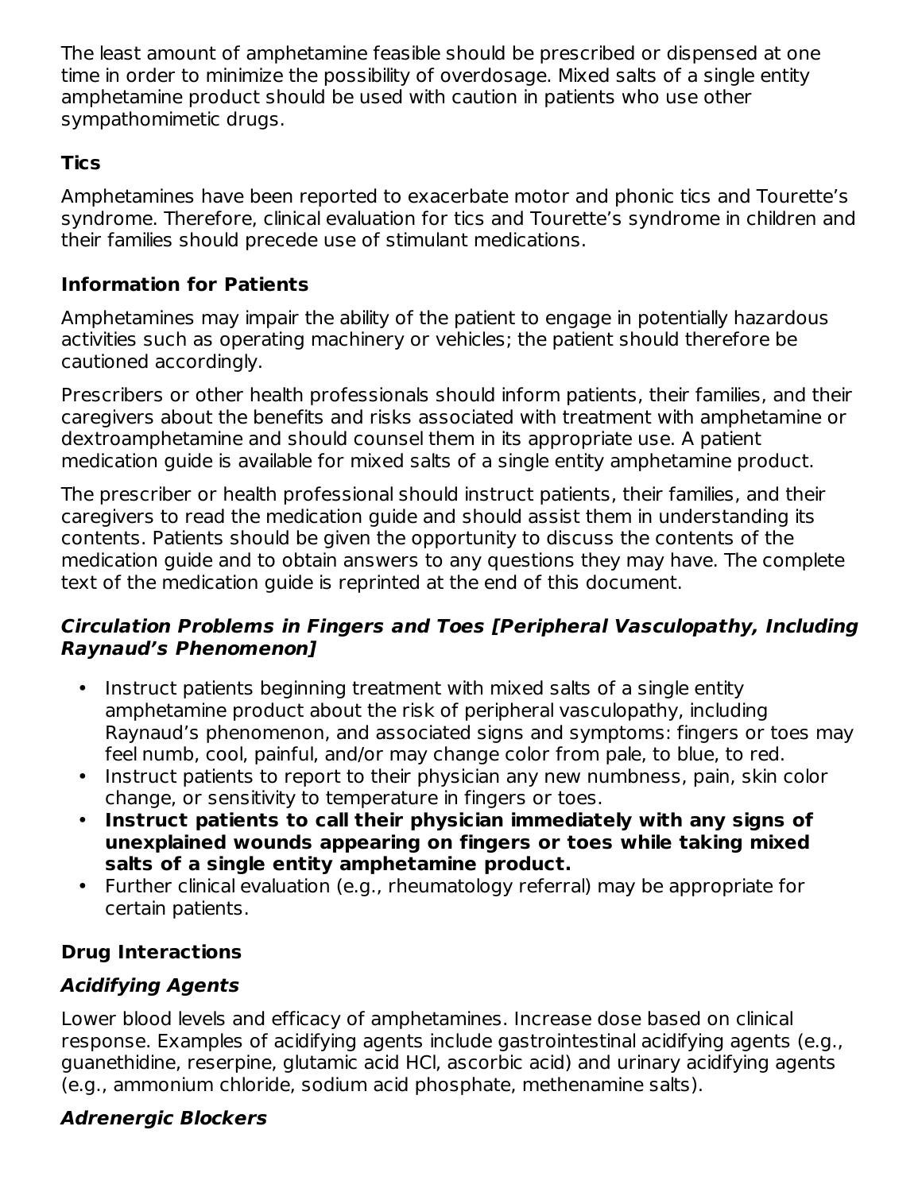The least amount of amphetamine feasible should be prescribed or dispensed at one time in order to minimize the possibility of overdosage. Mixed salts of a single entity amphetamine product should be used with caution in patients who use other sympathomimetic drugs.

### Tics

Amphetamines have been reported to exacerbate motor and phonic tics and Tourette's syndrome. Therefore, clinical evaluation for tics and Tourette's syndrome in children and their families should precede use of stimulant medications.

### Information for Patients

Amphetamines may impair the ability of the patient to engage in potentially hazardous activities such as operating machinery or vehicles; the patient should therefore be cautioned accordingly.

Prescribers or other health professionals should inform patients, their families, and their caregivers about the benefits and risks associated with treatment with amphetamine or dextroamphetamine and should counsel them in its appropriate use. A patient medication guide is available for mixed salts of a single entity amphetamine product.

The prescriber or health professional should instruct patients, their families, and their caregivers to read the medication guide and should assist them in understanding its contents. Patients should be given the opportunity to discuss the contents of the medication guide and to obtain answers to any questions they may have. The complete text of the medication guide is reprinted at the end of this document.

#### *Circulation Problems in Fingers and Toes [Peripheral Vasculopathy, Including Raynaud's Phenomenon]*

- Instruct patients beginning treatment with mixed salts of a single entity amphetamine product about the risk of peripheral vasculopathy, including Raynaud's phenomenon, and associated signs and symptoms: fingers or toes may feel numb, cool, painful, and/or may change color from pale, to blue, to red.
- Instruct patients to report to their physician any new numbness, pain, skin color change, or sensitivity to temperature in fingers or toes.
- **Instruct patients to call their physician immediately with any signs of unexplained wounds appearing on fingers or toes while taking mixed salts of a single entity amphetamine product.**
- Further clinical evaluation (e.g., rheumatology referral) may be appropriate for certain patients.

### Drug Interactions

#### *Acidifying Agents*

Lower blood levels and efficacy of amphetamines. Increase dose based on clinical response. Examples of acidifying agents include gastrointestinal acidifying agents (e.g., guanethidine, reserpine, glutamic acid HCl, ascorbic acid) and urinary acidifying agents (e.g., ammonium chloride, sodium acid phosphate, methenamine salts).

#### *Adrenergic Blockers*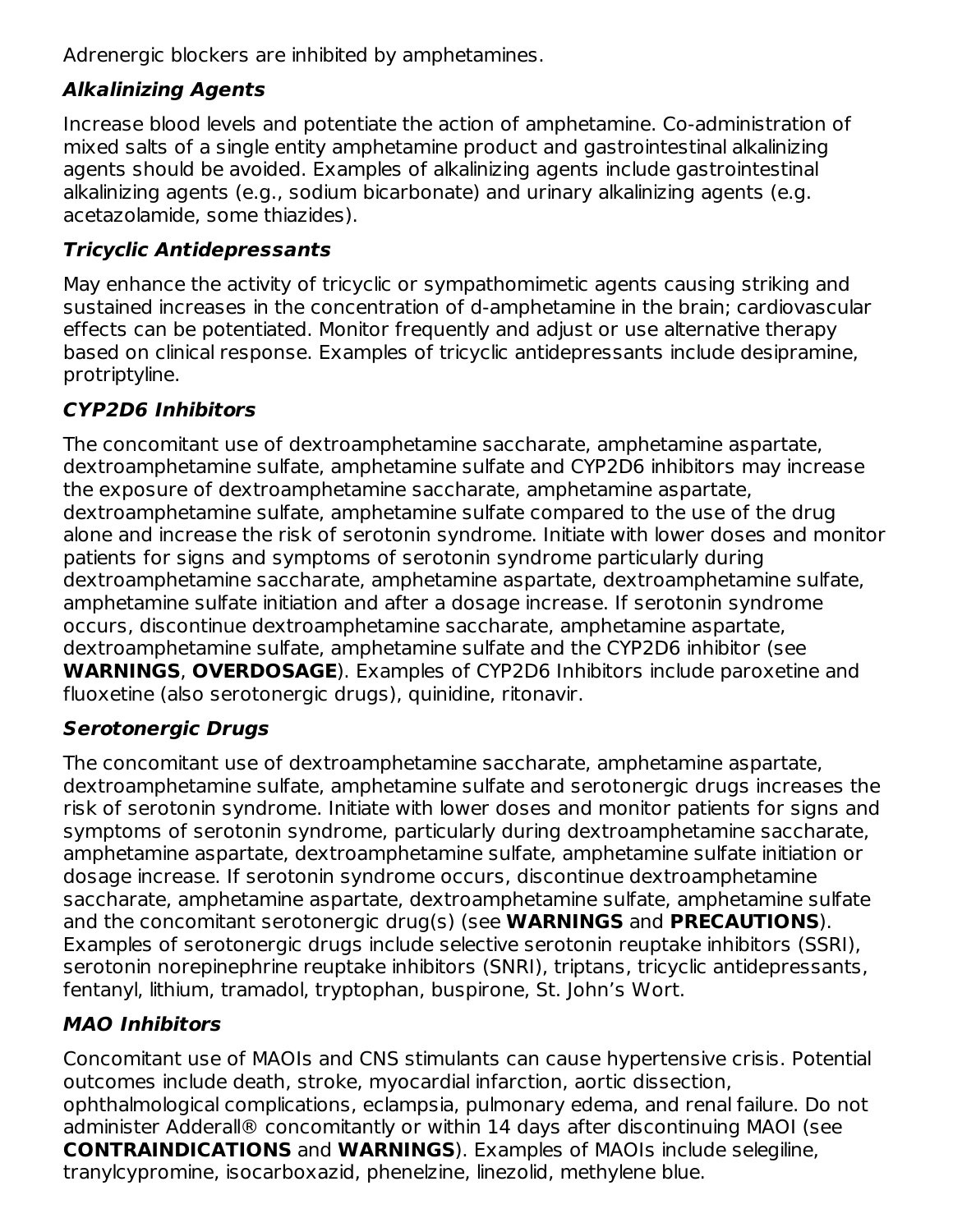Adrenergic blockers are inhibited by amphetamines.

### *Alkalinizing Agents*

Increase blood levels and potentiate the action of amphetamine. Co-administration of mixed salts of a single entity amphetamine product and gastrointestinal alkalinizing agents should be avoided. Examples of alkalinizing agents include gastrointestinal alkalinizing agents (e.g., sodium bicarbonate) and urinary alkalinizing agents (e.g. acetazolamide, some thiazides).

### *Tricyclic Antidepressants*

May enhance the activity of tricyclic or sympathomimetic agents causing striking and sustained increases in the concentration of d-amphetamine in the brain; cardiovascular effects can be potentiated. Monitor frequently and adjust or use alternative therapy based on clinical response. Examples of tricyclic antidepressants include desipramine, protriptyline.

### *CYP2D6 Inhibitors*

The concomitant use of dextroamphetamine saccharate, amphetamine aspartate, dextroamphetamine sulfate, amphetamine sulfate and CYP2D6 inhibitors may increase the exposure of dextroamphetamine saccharate, amphetamine aspartate, dextroamphetamine sulfate, amphetamine sulfate compared to the use of the drug alone and increase the risk of serotonin syndrome. Initiate with lower doses and monitor patients for signs and symptoms of serotonin syndrome particularly during dextroamphetamine saccharate, amphetamine aspartate, dextroamphetamine sulfate, amphetamine sulfate initiation and after a dosage increase. If serotonin syndrome occurs, discontinue dextroamphetamine saccharate, amphetamine aspartate, dextroamphetamine sulfate, amphetamine sulfate and the CYP2D6 inhibitor (see **WARNINGS**, **OVERDOSAGE**). Examples of CYP2D6 Inhibitors include paroxetine and fluoxetine (also serotonergic drugs), quinidine, ritonavir.

### *Serotonergic Drugs*

The concomitant use of dextroamphetamine saccharate, amphetamine aspartate, dextroamphetamine sulfate, amphetamine sulfate and serotonergic drugs increases the risk of serotonin syndrome. Initiate with lower doses and monitor patients for signs and symptoms of serotonin syndrome, particularly during dextroamphetamine saccharate, amphetamine aspartate, dextroamphetamine sulfate, amphetamine sulfate initiation or dosage increase. If serotonin syndrome occurs, discontinue dextroamphetamine saccharate, amphetamine aspartate, dextroamphetamine sulfate, amphetamine sulfate and the concomitant serotonergic drug(s) (see **WARNINGS** and **PRECAUTIONS**). Examples of serotonergic drugs include selective serotonin reuptake inhibitors (SSRI), serotonin norepinephrine reuptake inhibitors (SNRI), triptans, tricyclic antidepressants, fentanyl, lithium, tramadol, tryptophan, buspirone, St. John's Wort.

### *MAO Inhibitors*

Concomitant use of MAOIs and CNS stimulants can cause hypertensive crisis. Potential outcomes include death, stroke, myocardial infarction, aortic dissection, ophthalmological complications, eclampsia, pulmonary edema, and renal failure. Do not administer Adderall® concomitantly or within 14 days after discontinuing MAOI (see **CONTRAINDICATIONS** and **WARNINGS**). Examples of MAOIs include selegiline, tranylcypromine, isocarboxazid, phenelzine, linezolid, methylene blue.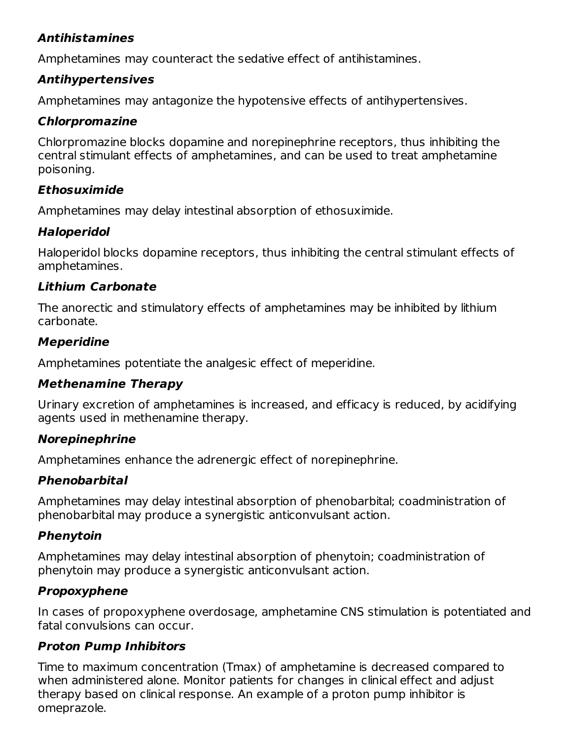#### *Antihistamines*

Amphetamines may counteract the sedative effect of antihistamines.

#### *Antihypertensives*

Amphetamines may antagonize the hypotensive effects of antihypertensives.

#### *Chlorpromazine*

Chlorpromazine blocks dopamine and norepinephrine receptors, thus inhibiting the central stimulant effects of amphetamines, and can be used to treat amphetamine poisoning.

#### *Ethosuximide*

Amphetamines may delay intestinal absorption of ethosuximide.

#### *Haloperidol*

Haloperidol blocks dopamine receptors, thus inhibiting the central stimulant effects of amphetamines.

#### *Lithium Carbonate*

The anorectic and stimulatory effects of amphetamines may be inhibited by lithium carbonate.

#### *Meperidine*

Amphetamines potentiate the analgesic effect of meperidine.

#### *Methenamine Therapy*

Urinary excretion of amphetamines is increased, and efficacy is reduced, by acidifying agents used in methenamine therapy.

#### *Norepinephrine*

Amphetamines enhance the adrenergic effect of norepinephrine.

#### *Phenobarbital*

Amphetamines may delay intestinal absorption of phenobarbital; coadministration of phenobarbital may produce a synergistic anticonvulsant action.

#### *Phenytoin*

Amphetamines may delay intestinal absorption of phenytoin; coadministration of phenytoin may produce a synergistic anticonvulsant action.

#### *Propoxyphene*

In cases of propoxyphene overdosage, amphetamine CNS stimulation is potentiated and fatal convulsions can occur.

#### *Proton Pump Inhibitors*

Time to maximum concentration (Tmax) of amphetamine is decreased compared to when administered alone. Monitor patients for changes in clinical effect and adjust therapy based on clinical response. An example of a proton pump inhibitor is omeprazole.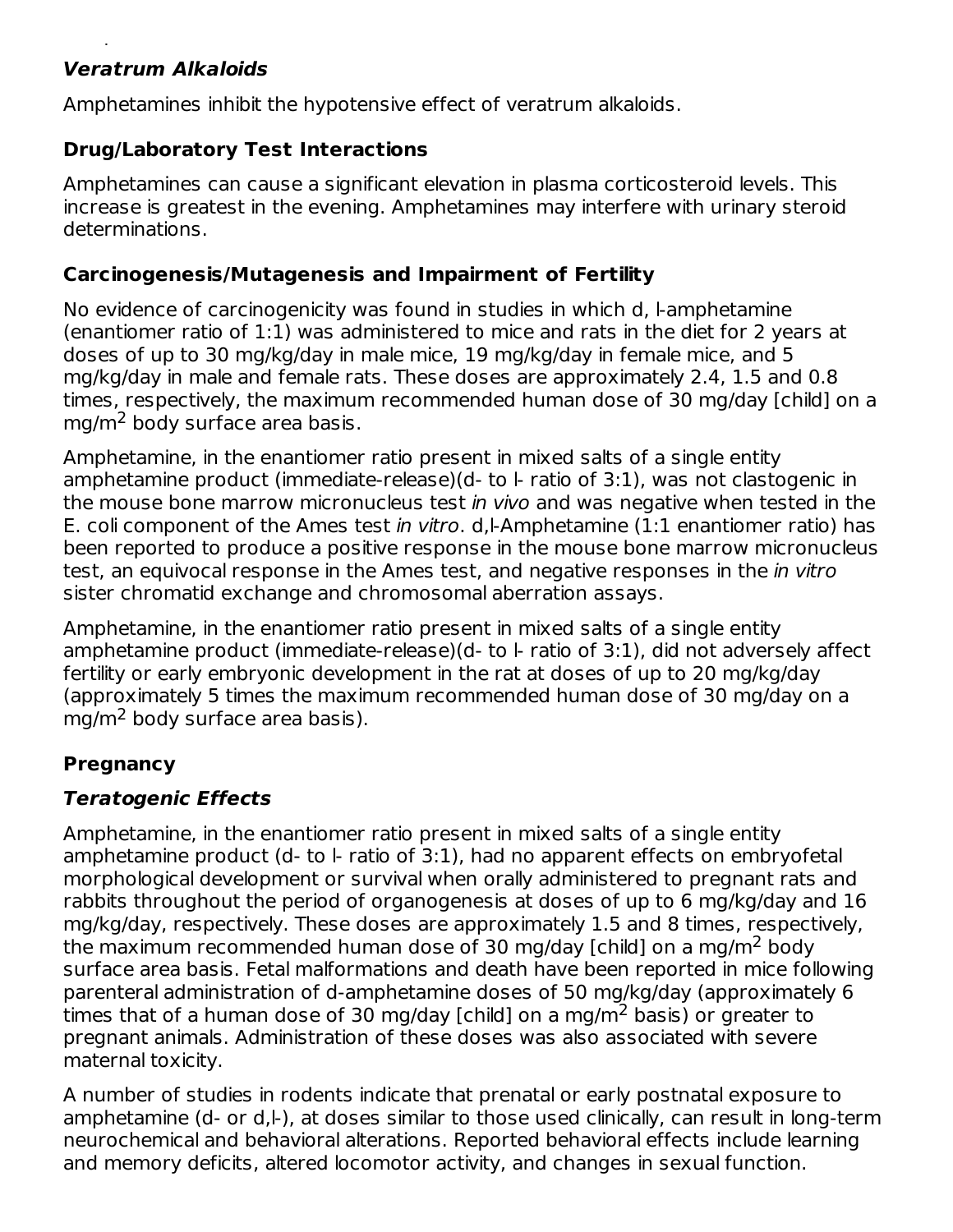### *Veratrum Alkaloids*

Amphetamines inhibit the hypotensive effect of veratrum alkaloids.

### Drug/Laboratory Test Interactions

Amphetamines can cause a significant elevation in plasma corticosteroid levels. This increase is greatest in the evening. Amphetamines may interfere with urinary steroid determinations.

### Carcinogenesis/Mutagenesis and Impairment of Fertility

No evidence of carcinogenicity was found in studies in which d, l-amphetamine (enantiomer ratio of 1:1) was administered to mice and rats in the diet for 2 years at doses of up to 30 mg/kg/day in male mice, 19 mg/kg/day in female mice, and 5 mg/kg/day in male and female rats. These doses are approximately 2.4, 1.5 and 0.8 times, respectively, the maximum recommended human dose of 30 mg/day [child] on a $mg/m^2$ body surface area basis.

Amphetamine, in the enantiomer ratio present in mixed salts of a single entity amphetamine product (immediate-release)(d- to l- ratio of 3:1), was not clastogenic in the mouse bone marrow micronucleus test *in vivo* and was negative when tested in the E. coli component of the Ames test *in vitro*. d,l-Amphetamine (1:1 enantiomer ratio) has been reported to produce a positive response in the mouse bone marrow micronucleus test, an equivocal response in the Ames test, and negative responses in the *in vitro* sister chromatid exchange and chromosomal aberration assays.

Amphetamine, in the enantiomer ratio present in mixed salts of a single entity amphetamine product (immediate-release)(d- to l- ratio of 3:1), did not adversely affect fertility or early embryonic development in the rat at doses of up to 20 mg/kg/day (approximately 5 times the maximum recommended human dose of 30 mg/day on a $mg/m^2$ body surface area basis).

### Pregnancy

### *Teratogenic Effects*

Amphetamine, in the enantiomer ratio present in mixed salts of a single entity amphetamine product (d- to l- ratio of 3:1), had no apparent effects on embryofetal morphological development or survival when orally administered to pregnant rats and rabbits throughout the period of organogenesis at doses of up to 6 mg/kg/day and 16 mg/kg/day, respectively. These doses are approximately 1.5 and 8 times, respectively, the maximum recommended human dose of 30 mg/day [child] on a $mg/m^2$ body surface area basis. Fetal malformations and death have been reported in mice following parenteral administration of d-amphetamine doses of 50 mg/kg/day (approximately 6 times that of a human dose of 30 mg/day [child] on a $mg/m^2$ basis) or greater to pregnant animals. Administration of these doses was also associated with severe maternal toxicity.

A number of studies in rodents indicate that prenatal or early postnatal exposure to amphetamine (d- or d,l-), at doses similar to those used clinically, can result in long-term neurochemical and behavioral alterations. Reported behavioral effects include learning and memory deficits, altered locomotor activity, and changes in sexual function.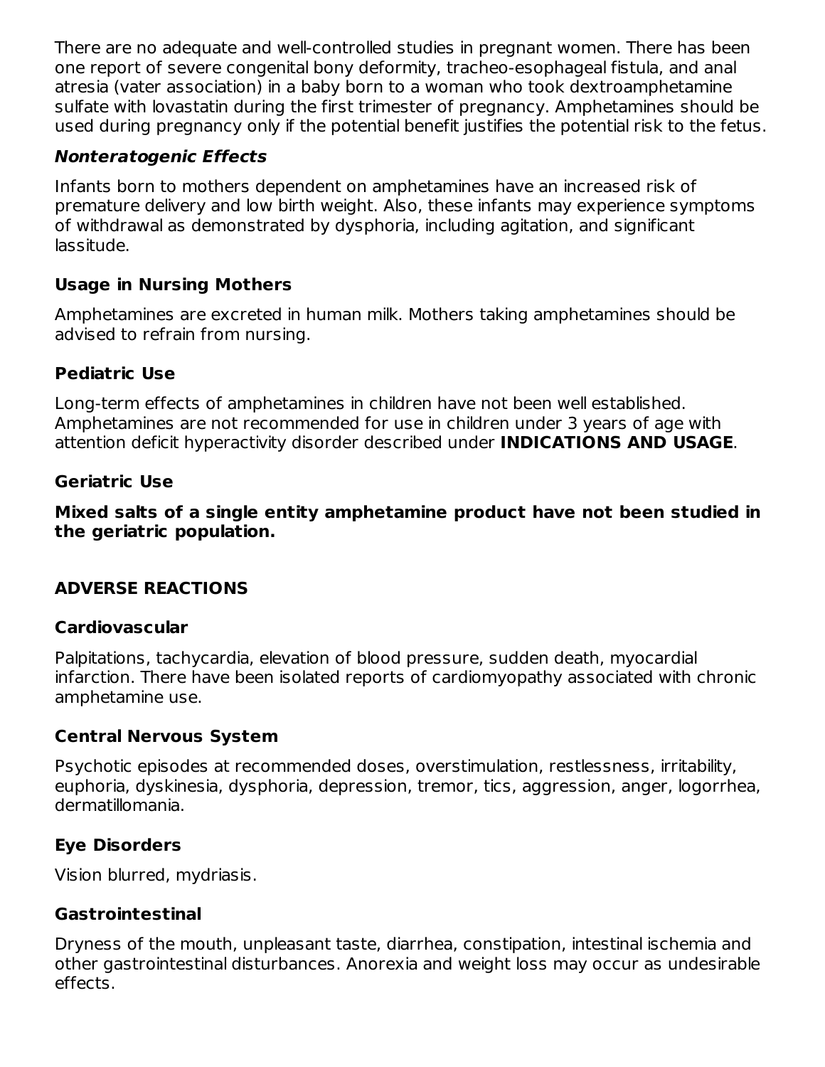There are no adequate and well-controlled studies in pregnant women. There has been one report of severe congenital bony deformity, tracheo-esophageal fistula, and anal atresia (vater association) in a baby born to a woman who took dextroamphetamine sulfate with lovastatin during the first trimester of pregnancy. Amphetamines should be used during pregnancy only if the potential benefit justifies the potential risk to the fetus.

### ***Nonteratogenic Effects***

Infants born to mothers dependent on amphetamines have an increased risk of premature delivery and low birth weight. Also, these infants may experience symptoms of withdrawal as demonstrated by dysphoria, including agitation, and significant lassitude.

### **Usage in Nursing Mothers**

Amphetamines are excreted in human milk. Mothers taking amphetamines should be advised to refrain from nursing.

### **Pediatric Use**

Long-term effects of amphetamines in children have not been well established. Amphetamines are not recommended for use in children under 3 years of age with attention deficit hyperactivity disorder described under **INDICATIONS AND USAGE**.

### **Geriatric Use**

**Mixed salts of a single entity amphetamine product have not been studied in the geriatric population.**

## **ADVERSE REACTIONS**

### **Cardiovascular**

Palpitations, tachycardia, elevation of blood pressure, sudden death, myocardial infarction. There have been isolated reports of cardiomyopathy associated with chronic amphetamine use.

### **Central Nervous System**

Psychotic episodes at recommended doses, overstimulation, restlessness, irritability, euphoria, dyskinesia, dysphoria, depression, tremor, tics, aggression, anger, logorrhea, dermatillomania.

### **Eye Disorders**

Vision blurred, mydriasis.

### **Gastrointestinal**

Dryness of the mouth, unpleasant taste, diarrhea, constipation, intestinal ischemia and other gastrointestinal disturbances. Anorexia and weight loss may occur as undesirable effects.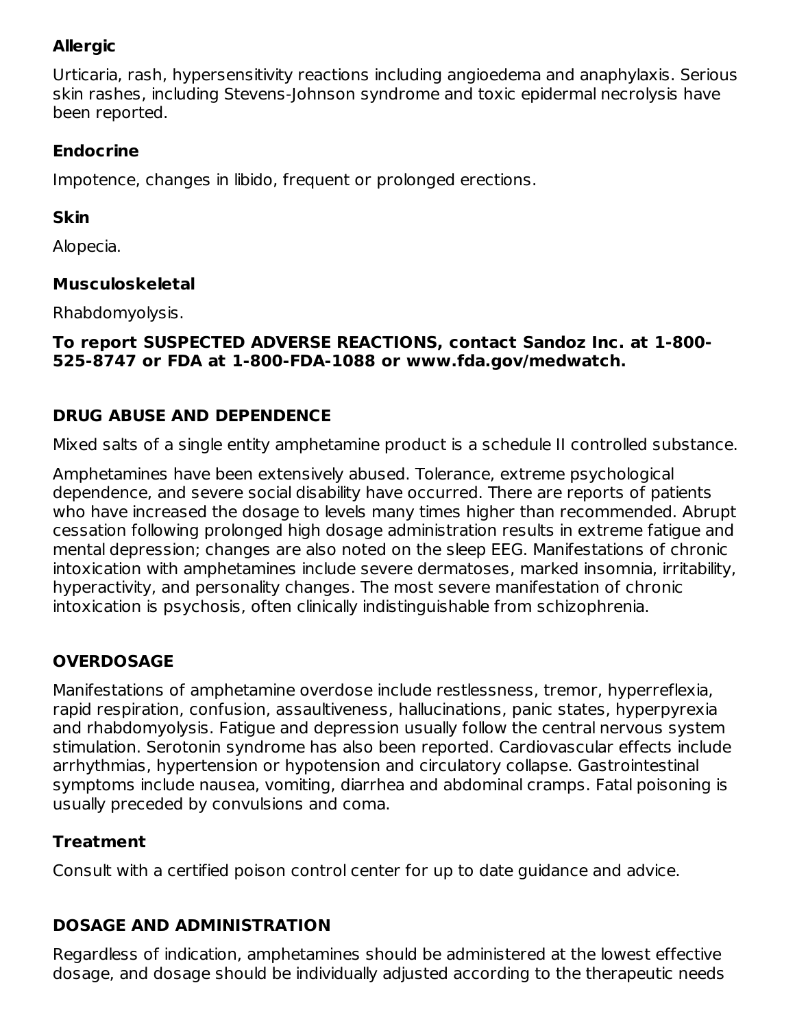### Allergic

Urticaria, rash, hypersensitivity reactions including angioedema and anaphylaxis. Serious skin rashes, including Stevens-Johnson syndrome and toxic epidermal necrolysis have been reported.

### Endocrine

Impotence, changes in libido, frequent or prolonged erections.

### Skin

Alopecia.

### Musculoskeletal

Rhabdomyolysis.

**To report SUSPECTED ADVERSE REACTIONS, contact Sandoz Inc. at 1-800-525-8747 or FDA at 1-800-FDA-1088 or www.fda.gov/medwatch.**

## DRUG ABUSE AND DEPENDENCE

Mixed salts of a single entity amphetamine product is a schedule II controlled substance.

Amphetamines have been extensively abused. Tolerance, extreme psychological dependence, and severe social disability have occurred. There are reports of patients who have increased the dosage to levels many times higher than recommended. Abrupt cessation following prolonged high dosage administration results in extreme fatigue and mental depression; changes are also noted on the sleep EEG. Manifestations of chronic intoxication with amphetamines include severe dermatoses, marked insomnia, irritability, hyperactivity, and personality changes. The most severe manifestation of chronic intoxication is psychosis, often clinically indistinguishable from schizophrenia.

## OVERDOSAGE

Manifestations of amphetamine overdose include restlessness, tremor, hyperreflexia, rapid respiration, confusion, assaultiveness, hallucinations, panic states, hyperpyrexia and rhabdomyolysis. Fatigue and depression usually follow the central nervous system stimulation. Serotonin syndrome has also been reported. Cardiovascular effects include arrhythmias, hypertension or hypotension and circulatory collapse. Gastrointestinal symptoms include nausea, vomiting, diarrhea and abdominal cramps. Fatal poisoning is usually preceded by convulsions and coma.

### Treatment

Consult with a certified poison control center for up to date guidance and advice.

## DOSAGE AND ADMINISTRATION

Regardless of indication, amphetamines should be administered at the lowest effective dosage, and dosage should be individually adjusted according to the therapeutic needs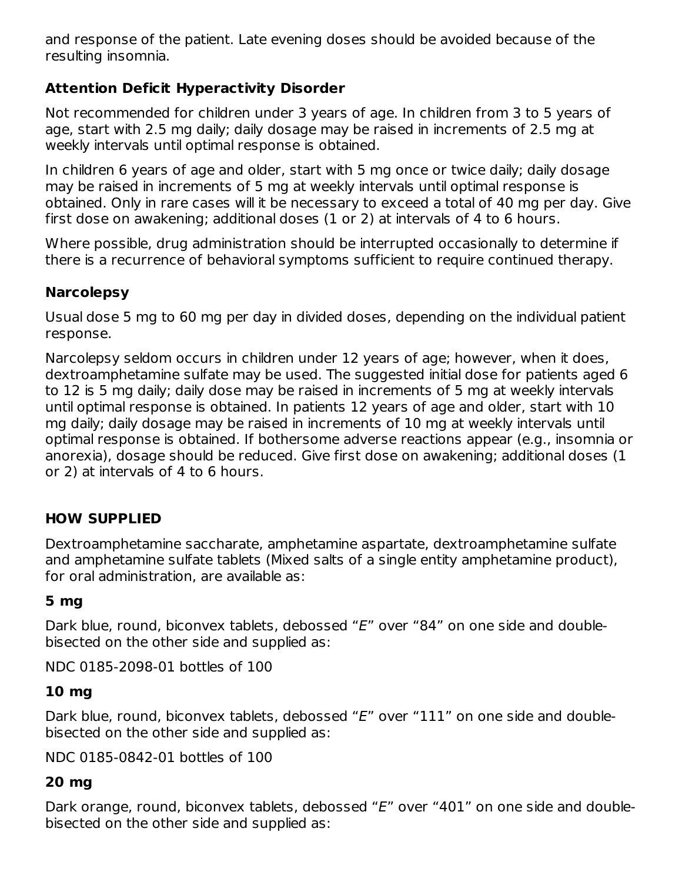and response of the patient. Late evening doses should be avoided because of the resulting insomnia.

### Attention Deficit Hyperactivity Disorder

Not recommended for children under 3 years of age. In children from 3 to 5 years of age, start with 2.5 mg daily; daily dosage may be raised in increments of 2.5 mg at weekly intervals until optimal response is obtained.

In children 6 years of age and older, start with 5 mg once or twice daily; daily dosage may be raised in increments of 5 mg at weekly intervals until optimal response is obtained. Only in rare cases will it be necessary to exceed a total of 40 mg per day. Give first dose on awakening; additional doses (1 or 2) at intervals of 4 to 6 hours.

Where possible, drug administration should be interrupted occasionally to determine if there is a recurrence of behavioral symptoms sufficient to require continued therapy.

### Narcolepsy

Usual dose 5 mg to 60 mg per day in divided doses, depending on the individual patient response.

Narcolepsy seldom occurs in children under 12 years of age; however, when it does, dextroamphetamine sulfate may be used. The suggested initial dose for patients aged 6 to 12 is 5 mg daily; daily dose may be raised in increments of 5 mg at weekly intervals until optimal response is obtained. In patients 12 years of age and older, start with 10 mg daily; daily dosage may be raised in increments of 10 mg at weekly intervals until optimal response is obtained. If bothersome adverse reactions appear (e.g., insomnia or anorexia), dosage should be reduced. Give first dose on awakening; additional doses (1 or 2) at intervals of 4 to 6 hours.

## HOW SUPPLIED

Dextroamphetamine saccharate, amphetamine aspartate, dextroamphetamine sulfate and amphetamine sulfate tablets (Mixed salts of a single entity amphetamine product), for oral administration, are available as:

**5 mg**

Dark blue, round, biconvex tablets, debossed "*E*" over "84" on one side and double-bisected on the other side and supplied as:

NDC 0185-2098-01 bottles of 100

**10 mg**

Dark blue, round, biconvex tablets, debossed "*E*" over "111" on one side and double-bisected on the other side and supplied as:

NDC 0185-0842-01 bottles of 100

**20 mg**

Dark orange, round, biconvex tablets, debossed "*E*" over "401" on one side and double-bisected on the other side and supplied as: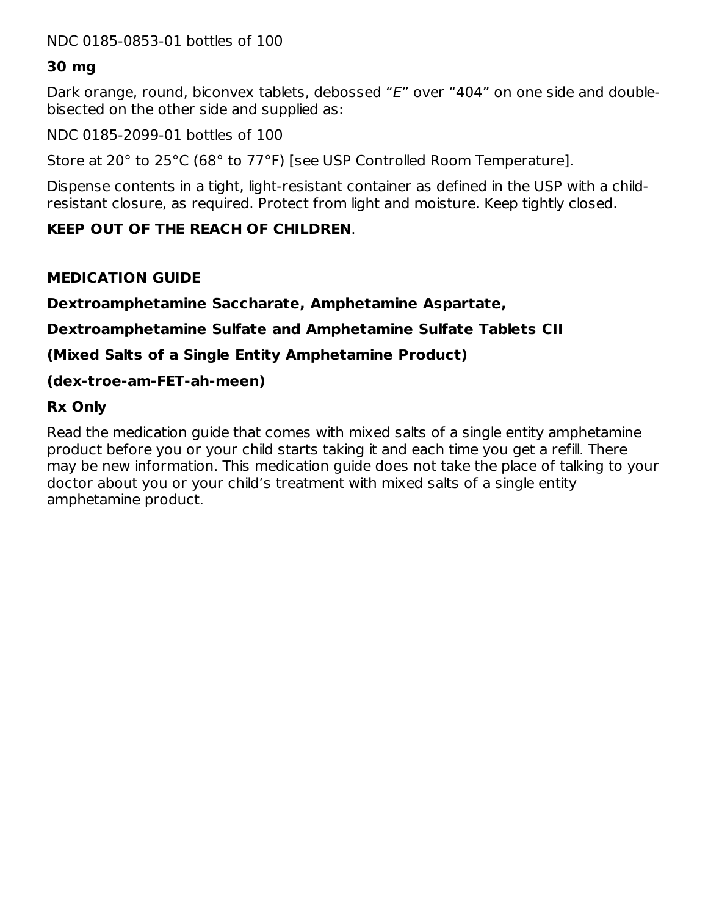NDC 0185-0853-01 bottles of 100

**30 mg**

Dark orange, round, biconvex tablets, debossed "*E*" over "404" on one side and double-bisected on the other side and supplied as:

NDC 0185-2099-01 bottles of 100

Store at 20° to 25°C (68° to 77°F) [see USP Controlled Room Temperature].

Dispense contents in a tight, light-resistant container as defined in the USP with a child-resistant closure, as required. Protect from light and moisture. Keep tightly closed.

**KEEP OUT OF THE REACH OF CHILDREN**.

## MEDICATION GUIDE

**Dextroamphetamine Saccharate, Amphetamine Aspartate,**

**Dextroamphetamine Sulfate and Amphetamine Sulfate Tablets CII**

**(Mixed Salts of a Single Entity Amphetamine Product)**

**(dex-troe-am-FET-ah-meen)**

**Rx Only**

Read the medication guide that comes with mixed salts of a single entity amphetamine product before you or your child starts taking it and each time you get a refill. There may be new information. This medication guide does not take the place of talking to your doctor about you or your child's treatment with mixed salts of a single entity amphetamine product.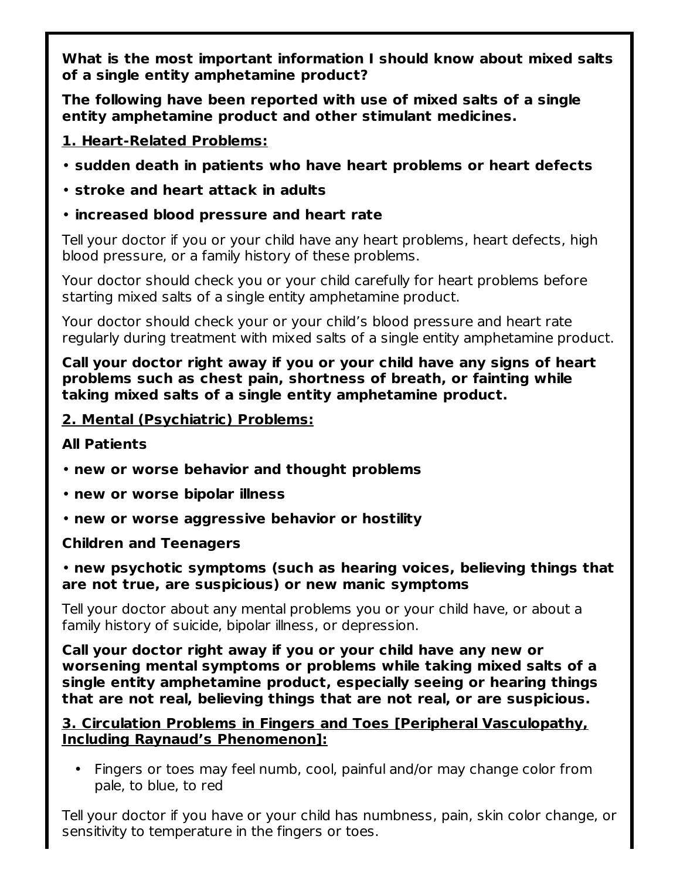**What is the most important information I should know about mixed salts of a single entity amphetamine product?**

**The following have been reported with use of mixed salts of a single entity amphetamine product and other stimulant medicines.**

**1. Heart-Related Problems:**

- **sudden death in patients who have heart problems or heart defects**
- **stroke and heart attack in adults**
- **increased blood pressure and heart rate**

Tell your doctor if you or your child have any heart problems, heart defects, high blood pressure, or a family history of these problems.

Your doctor should check you or your child carefully for heart problems before starting mixed salts of a single entity amphetamine product.

Your doctor should check your or your child's blood pressure and heart rate regularly during treatment with mixed salts of a single entity amphetamine product.

**Call your doctor right away if you or your child have any signs of heart problems such as chest pain, shortness of breath, or fainting while taking mixed salts of a single entity amphetamine product.**

**2. Mental (Psychiatric) Problems:**

**All Patients**

- **new or worse behavior and thought problems**
- **new or worse bipolar illness**
- **new or worse aggressive behavior or hostility**

**Children and Teenagers**

- **new psychotic symptoms (such as hearing voices, believing things that are not true, are suspicious) or new manic symptoms**

Tell your doctor about any mental problems you or your child have, or about a family history of suicide, bipolar illness, or depression.

**Call your doctor right away if you or your child have any new or worsening mental symptoms or problems while taking mixed salts of a single entity amphetamine product, especially seeing or hearing things that are not real, believing things that are not real, or are suspicious.**

**3. Circulation Problems in Fingers and Toes [Peripheral Vasculopathy, Including Raynaud's Phenomenon]:**

- Fingers or toes may feel numb, cool, painful and/or may change color from pale, to blue, to red

Tell your doctor if you have or your child has numbness, pain, skin color change, or sensitivity to temperature in the fingers or toes.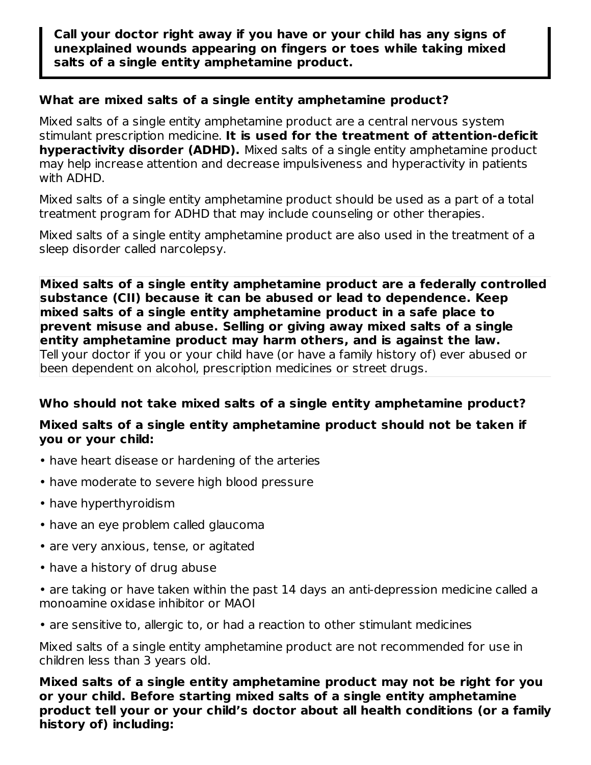**Call your doctor right away if you have or your child has any signs of unexplained wounds appearing on fingers or toes while taking mixed salts of a single entity amphetamine product.**

### What are mixed salts of a single entity amphetamine product?

Mixed salts of a single entity amphetamine product are a central nervous system stimulant prescription medicine. **It is used for the treatment of attention-deficit hyperactivity disorder (ADHD).** Mixed salts of a single entity amphetamine product may help increase attention and decrease impulsiveness and hyperactivity in patients with ADHD.

Mixed salts of a single entity amphetamine product should be used as a part of a total treatment program for ADHD that may include counseling or other therapies.

Mixed salts of a single entity amphetamine product are also used in the treatment of a sleep disorder called narcolepsy.

**Mixed salts of a single entity amphetamine product are a federally controlled substance (CII) because it can be abused or lead to dependence. Keep mixed salts of a single entity amphetamine product in a safe place to prevent misuse and abuse. Selling or giving away mixed salts of a single entity amphetamine product may harm others, and is against the law.**
Tell your doctor if you or your child have (or have a family history of) ever abused or been dependent on alcohol, prescription medicines or street drugs.

### Who should not take mixed salts of a single entity amphetamine product?

**Mixed salts of a single entity amphetamine product should not be taken if you or your child:**

- have heart disease or hardening of the arteries
- have moderate to severe high blood pressure
- have hyperthyroidism
- have an eye problem called glaucoma
- are very anxious, tense, or agitated
- have a history of drug abuse
- are taking or have taken within the past 14 days an anti-depression medicine called a monoamine oxidase inhibitor or MAOI
- are sensitive to, allergic to, or had a reaction to other stimulant medicines

Mixed salts of a single entity amphetamine product are not recommended for use in children less than 3 years old.

**Mixed salts of a single entity amphetamine product may not be right for you or your child. Before starting mixed salts of a single entity amphetamine product tell your or your child's doctor about all health conditions (or a family history of) including:**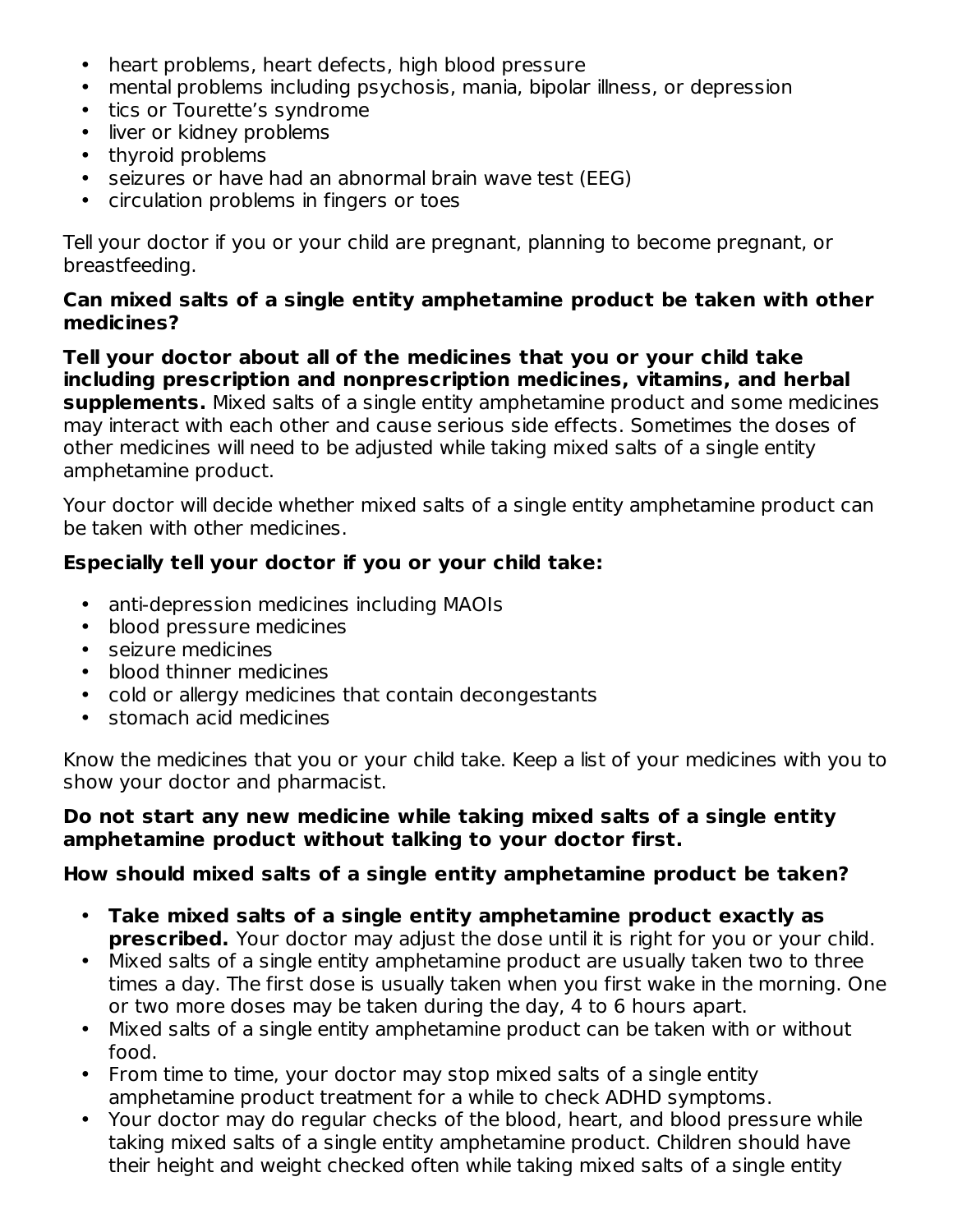- heart problems, heart defects, high blood pressure
- mental problems including psychosis, mania, bipolar illness, or depression
- tics or Tourette's syndrome
- liver or kidney problems
- thyroid problems
- seizures or have had an abnormal brain wave test (EEG)
- circulation problems in fingers or toes

Tell your doctor if you or your child are pregnant, planning to become pregnant, or breastfeeding.

**Can mixed salts of a single entity amphetamine product be taken with other medicines?**

**Tell your doctor about all of the medicines that you or your child take including prescription and nonprescription medicines, vitamins, and herbal supplements.** Mixed salts of a single entity amphetamine product and some medicines may interact with each other and cause serious side effects. Sometimes the doses of other medicines will need to be adjusted while taking mixed salts of a single entity amphetamine product.

Your doctor will decide whether mixed salts of a single entity amphetamine product can be taken with other medicines.

**Especially tell your doctor if you or your child take:**

- anti-depression medicines including MAOIs
- blood pressure medicines
- seizure medicines
- blood thinner medicines
- cold or allergy medicines that contain decongestants
- stomach acid medicines

Know the medicines that you or your child take. Keep a list of your medicines with you to show your doctor and pharmacist.

**Do not start any new medicine while taking mixed salts of a single entity amphetamine product without talking to your doctor first.**

**How should mixed salts of a single entity amphetamine product be taken?**

- **Take mixed salts of a single entity amphetamine product exactly as prescribed.** Your doctor may adjust the dose until it is right for you or your child.
- Mixed salts of a single entity amphetamine product are usually taken two to three times a day. The first dose is usually taken when you first wake in the morning. One or two more doses may be taken during the day, 4 to 6 hours apart.
- Mixed salts of a single entity amphetamine product can be taken with or without food.
- From time to time, your doctor may stop mixed salts of a single entity amphetamine product treatment for a while to check ADHD symptoms.
- Your doctor may do regular checks of the blood, heart, and blood pressure while taking mixed salts of a single entity amphetamine product. Children should have their height and weight checked often while taking mixed salts of a single entity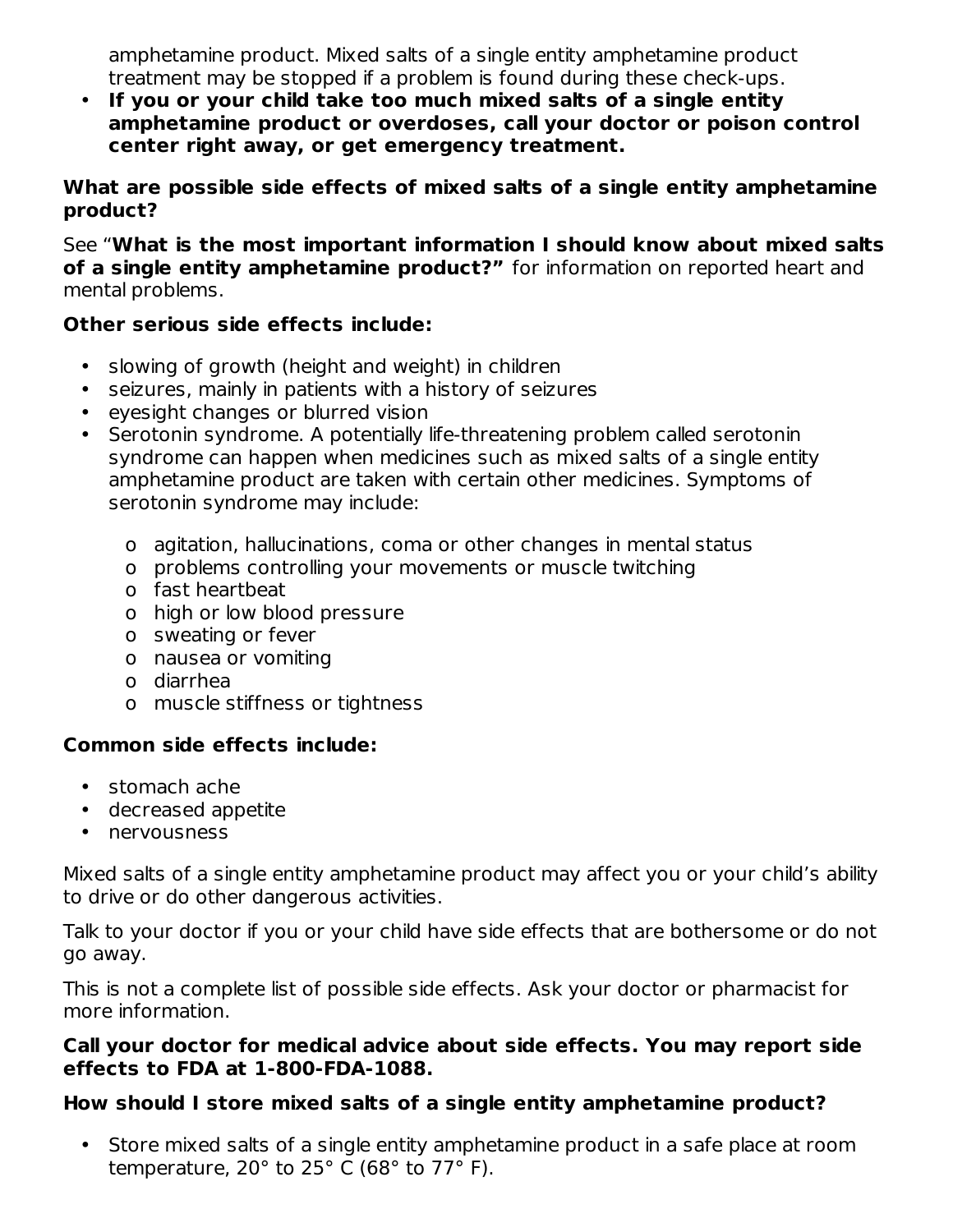amphetamine product. Mixed salts of a single entity amphetamine product treatment may be stopped if a problem is found during these check-ups.

- **If you or your child take too much mixed salts of a single entity amphetamine product or overdoses, call your doctor or poison control center right away, or get emergency treatment.**

**What are possible side effects of mixed salts of a single entity amphetamine product?**

See "**What is the most important information I should know about mixed salts of a single entity amphetamine product?"** for information on reported heart and mental problems.

**Other serious side effects include:**

- slowing of growth (height and weight) in children
- seizures, mainly in patients with a history of seizures
- eyesight changes or blurred vision
- Serotonin syndrome. A potentially life-threatening problem called serotonin syndrome can happen when medicines such as mixed salts of a single entity amphetamine product are taken with certain other medicines. Symptoms of serotonin syndrome may include:
  - agitation, hallucinations, coma or other changes in mental status
  - problems controlling your movements or muscle twitching
  - fast heartbeat
  - high or low blood pressure
  - sweating or fever
  - nausea or vomiting
  - diarrhea
  - muscle stiffness or tightness

**Common side effects include:**

- stomach ache
- decreased appetite
- nervousness

Mixed salts of a single entity amphetamine product may affect you or your child's ability to drive or do other dangerous activities.

Talk to your doctor if you or your child have side effects that are bothersome or do not go away.

This is not a complete list of possible side effects. Ask your doctor or pharmacist for more information.

**Call your doctor for medical advice about side effects. You may report side effects to FDA at 1-800-FDA-1088.**

**How should I store mixed salts of a single entity amphetamine product?**

- Store mixed salts of a single entity amphetamine product in a safe place at room temperature, 20° to 25° C (68° to 77° F).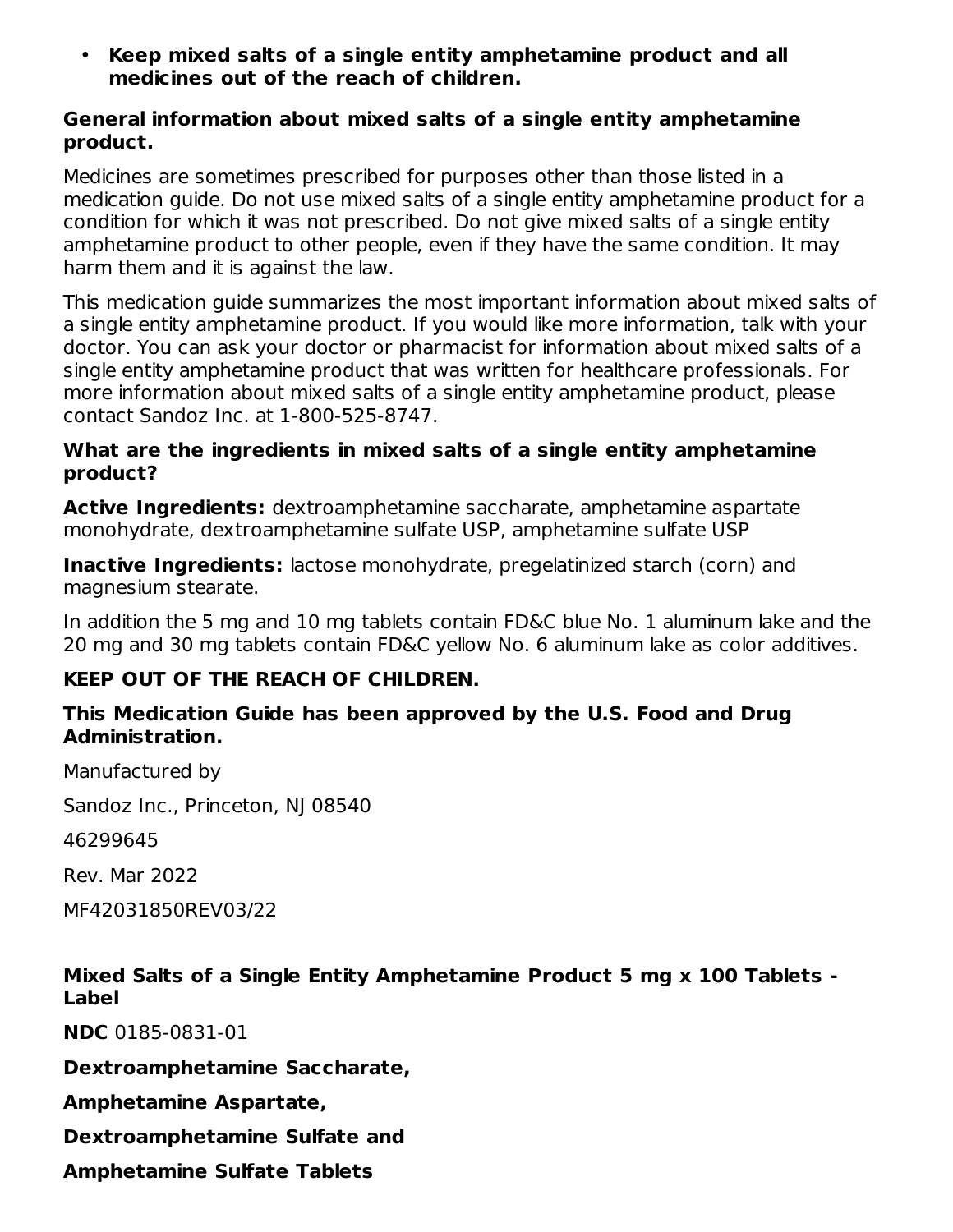- **Keep mixed salts of a single entity amphetamine product and all medicines out of the reach of children.**

**General information about mixed salts of a single entity amphetamine product.**

Medicines are sometimes prescribed for purposes other than those listed in a medication guide. Do not use mixed salts of a single entity amphetamine product for a condition for which it was not prescribed. Do not give mixed salts of a single entity amphetamine product to other people, even if they have the same condition. It may harm them and it is against the law.

This medication guide summarizes the most important information about mixed salts of a single entity amphetamine product. If you would like more information, talk with your doctor. You can ask your doctor or pharmacist for information about mixed salts of a single entity amphetamine product that was written for healthcare professionals. For more information about mixed salts of a single entity amphetamine product, please contact Sandoz Inc. at 1-800-525-8747.

**What are the ingredients in mixed salts of a single entity amphetamine product?**

**Active Ingredients:** dextroamphetamine saccharate, amphetamine aspartate monohydrate, dextroamphetamine sulfate USP, amphetamine sulfate USP

**Inactive Ingredients:** lactose monohydrate, pregelatinized starch (corn) and magnesium stearate.

In addition the 5 mg and 10 mg tablets contain FD&C blue No. 1 aluminum lake and the 20 mg and 30 mg tablets contain FD&C yellow No. 6 aluminum lake as color additives.

**KEEP OUT OF THE REACH OF CHILDREN.**

**This Medication Guide has been approved by the U.S. Food and Drug Administration.**

Manufactured by

Sandoz Inc., Princeton, NJ 08540

46299645

Rev. Mar 2022

MF42031850REV03/22

**Mixed Salts of a Single Entity Amphetamine Product 5 mg x 100 Tablets - Label**

**NDC** 0185-0831-01

**Dextroamphetamine Saccharate,**

**Amphetamine Aspartate,**

**Dextroamphetamine Sulfate and**

**Amphetamine Sulfate Tablets**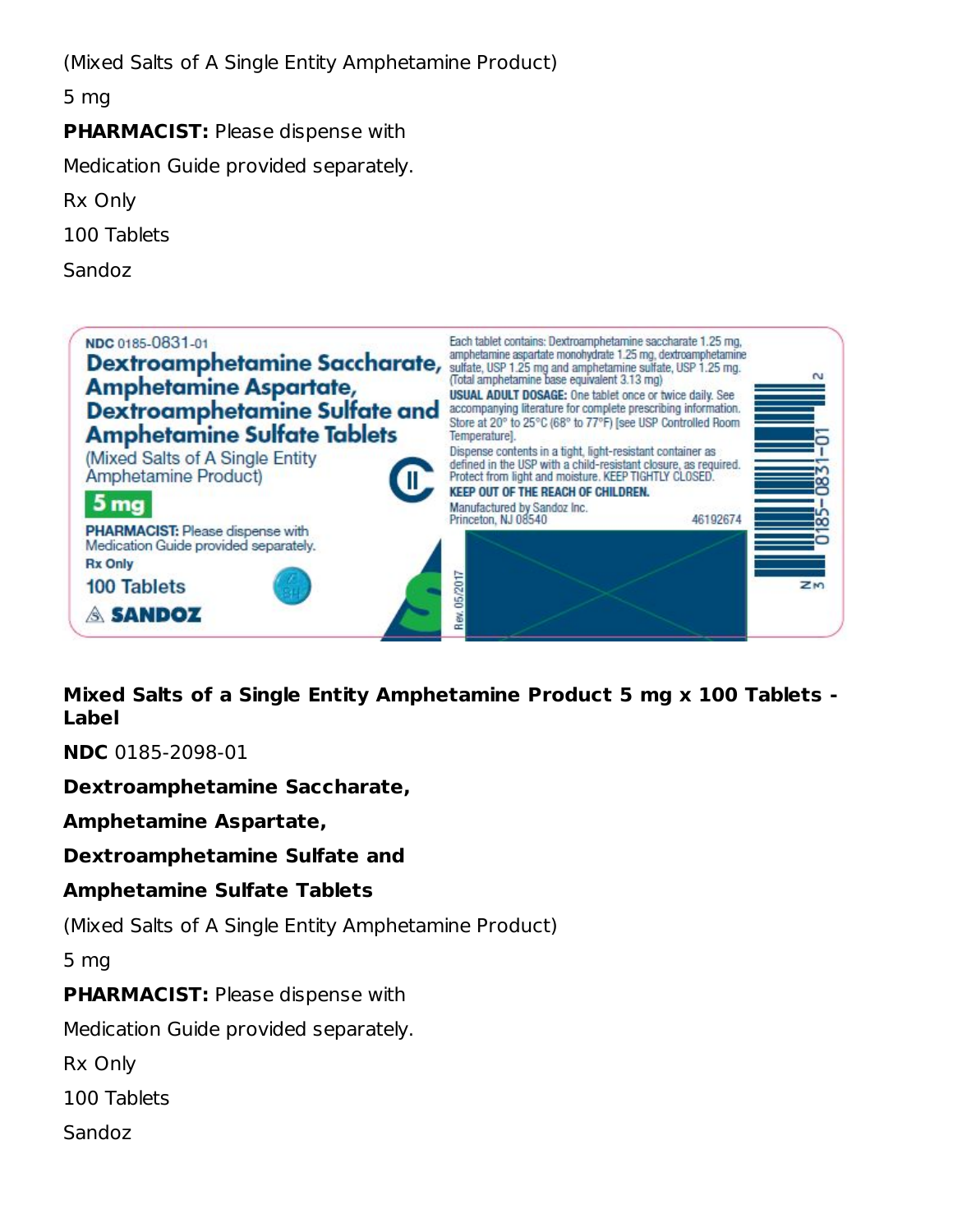(Mixed Salts of A Single Entity Amphetamine Product)

5 mg

**PHARMACIST:** Please dispense with

Medication Guide provided separately.

Rx Only

100 Tablets

Sandoz

NDC 0185-0831-01

**Dextroamphetamine Saccharate, Amphetamine Aspartate, Dextroamphetamine Sulfate and Amphetamine Sulfate Tablets**

(Mixed Salts of A Single Entity Amphetamine Product)

**5 mg**

**PHARMACIST:** Please dispense with Medication Guide provided separately.

**Rx Only**

100 Tablets

SANDOZ

CII

Each tablet contains: Dextroamphetamine saccharate 1.25 mg, amphetamine aspartate monohydrate 1.25 mg, dextroamphetamine sulfate, USP 1.25 mg and amphetamine sulfate, USP 1.25 mg. (Total amphetamine base equivalent 3.13 mg)

**USUAL ADULT DOSAGE:** One tablet once or twice daily. See accompanying literature for complete prescribing information.

Store at 20° to 25°C (68° to 77°F) [see USP Controlled Room Temperature].

Dispense contents in a tight, light-resistant container as defined in the USP with a child-resistant closure, as required. Protect from light and moisture. KEEP TIGHTLY CLOSED.

**KEEP OUT OF THE REACH OF CHILDREN.**

Manufactured by Sandoz Inc.
Princeton, NJ 08540

46192674

Rev. 05/2017

N 3 0185-0831-01 2

**Mixed Salts of a Single Entity Amphetamine Product 5 mg x 100 Tablets - Label**

**NDC** 0185-2098-01

**Dextroamphetamine Saccharate,**

**Amphetamine Aspartate,**

**Dextroamphetamine Sulfate and**

**Amphetamine Sulfate Tablets**

(Mixed Salts of A Single Entity Amphetamine Product)

5 mg

**PHARMACIST:** Please dispense with

Medication Guide provided separately.

Rx Only

100 Tablets

Sandoz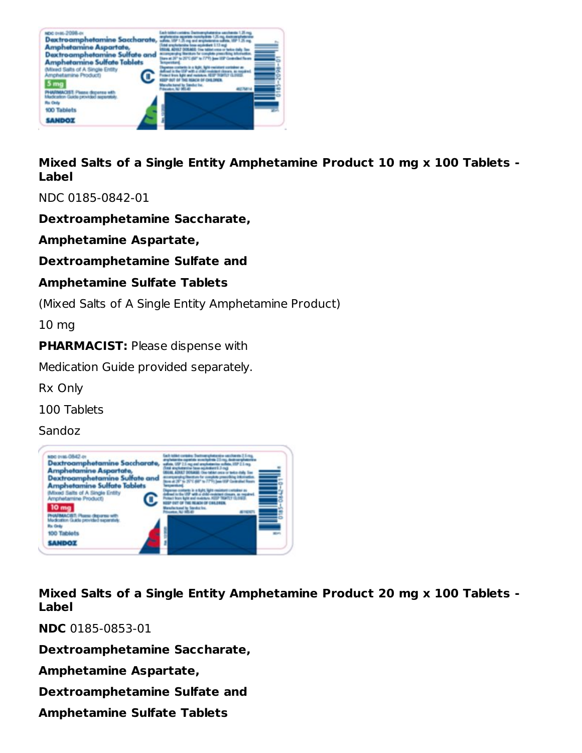**Mixed Salts of a Single Entity Amphetamine Product 10 mg x 100 Tablets - Label**

NDC 0185-0842-01

**Dextroamphetamine Saccharate,**

**Amphetamine Aspartate,**

**Dextroamphetamine Sulfate and**

**Amphetamine Sulfate Tablets**

(Mixed Salts of A Single Entity Amphetamine Product)

10 mg

**PHARMACIST:** Please dispense with

Medication Guide provided separately.

Rx Only

100 Tablets

Sandoz

**Mixed Salts of a Single Entity Amphetamine Product 20 mg x 100 Tablets - Label**

**NDC** 0185-0853-01

**Dextroamphetamine Saccharate,**

**Amphetamine Aspartate,**

**Dextroamphetamine Sulfate and**

**Amphetamine Sulfate Tablets**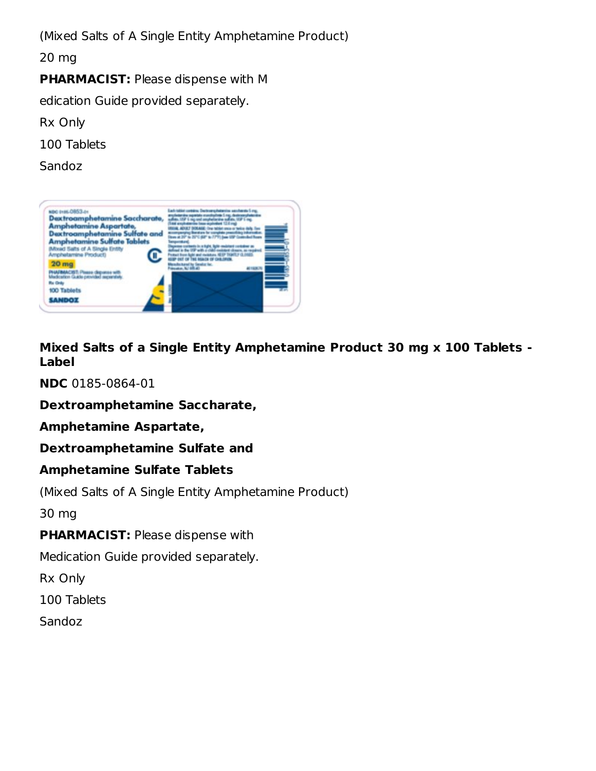(Mixed Salts of A Single Entity Amphetamine Product)

20 mg

**PHARMACIST:** Please dispense with M

edication Guide provided separately.

Rx Only

100 Tablets

Sandoz

**Mixed Salts of a Single Entity Amphetamine Product 30 mg x 100 Tablets - Label**

**NDC** 0185-0864-01

**Dextroamphetamine Saccharate,**

**Amphetamine Aspartate,**

**Dextroamphetamine Sulfate and**

**Amphetamine Sulfate Tablets**

(Mixed Salts of A Single Entity Amphetamine Product)

30 mg

**PHARMACIST:** Please dispense with

Medication Guide provided separately.

Rx Only

100 Tablets

Sandoz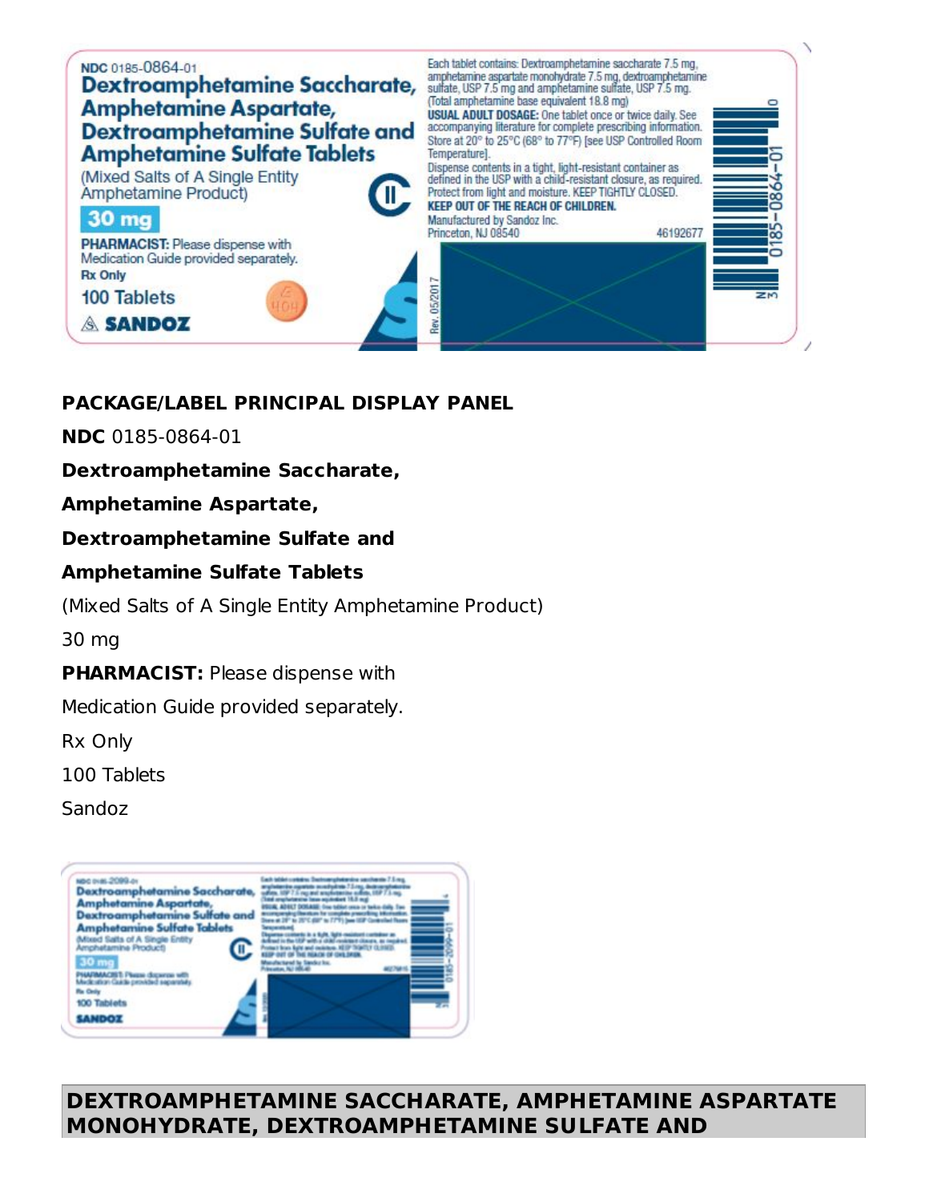**PACKAGE/LABEL PRINCIPAL DISPLAY PANEL**

**NDC** 0185-0864-01

**Dextroamphetamine Saccharate,**

**Amphetamine Aspartate,**

**Dextroamphetamine Sulfate and**

**Amphetamine Sulfate Tablets**

(Mixed Salts of A Single Entity Amphetamine Product)

30 mg

**PHARMACIST:** Please dispense with

Medication Guide provided separately.

Rx Only

100 Tablets

Sandoz

## DEXTROAMPHETAMINE SACCHARATE, AMPHETAMINE ASPARTATE MONOHYDRATE, DEXTROAMPHETAMINE SULFATE AND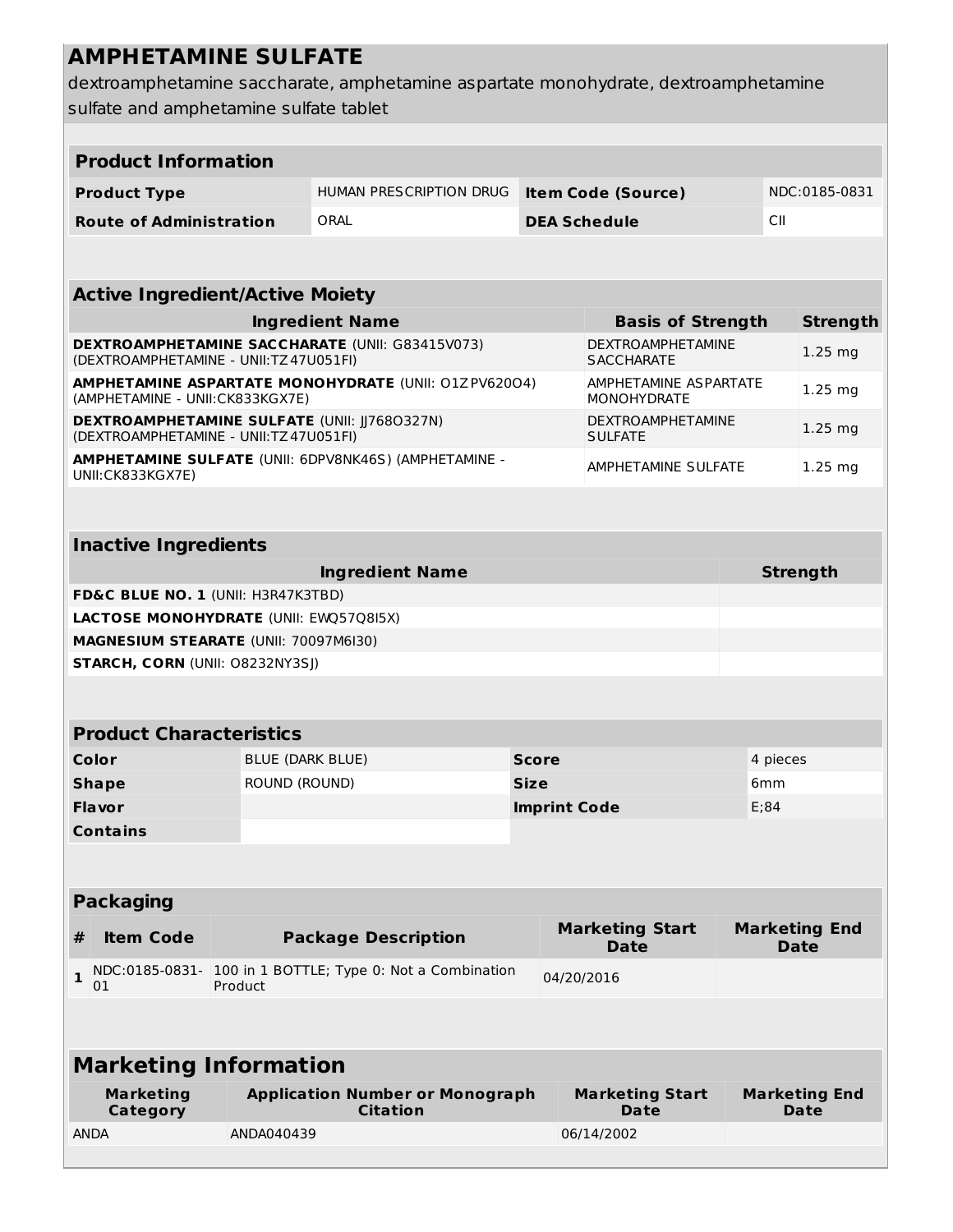# AMPHETAMINE SULFATE

dextroamphetamine saccharate, amphetamine aspartate monohydrate, dextroamphetamine sulfate and amphetamine sulfate tablet

| **Product Information** | | | |
|---|---|---|---|
| **Product Type** | HUMAN PRESCRIPTION DRUG | **Item Code (Source)** | NDC:0185-0831 |
| **Route of Administration** | ORAL | **DEA Schedule** | CII |

| **Active Ingredient/Active Moiety** | | |
|---|---|---|
| **Ingredient Name** | **Basis of Strength** | **Strength** |
| **DEXTROAMPHETAMINE SACCHARATE** (UNII: G83415V073) (DEXTROAMPHETAMINE - UNII:TZ47U051FI) | DEXTROAMPHETAMINE SACCHARATE | 1.25 mg |
| **AMPHETAMINE ASPARTATE MONOHYDRATE** (UNII: O1ZPV620O4) (AMPHETAMINE - UNII:CK833KGX7E) | AMPHETAMINE ASPARTATE MONOHYDRATE | 1.25 mg |
| **DEXTROAMPHETAMINE SULFATE** (UNII: JJ768O327N) (DEXTROAMPHETAMINE - UNII:TZ47U051FI) | DEXTROAMPHETAMINE SULFATE | 1.25 mg |
| **AMPHETAMINE SULFATE** (UNII: 6DPV8NK46S) (AMPHETAMINE - UNII:CK833KGX7E) | AMPHETAMINE SULFATE | 1.25 mg |

| **Inactive Ingredients** | |
|---|---|
| **Ingredient Name** | **Strength** |
| **FD&C BLUE NO. 1** (UNII: H3R47K3TBD) | |
| **LACTOSE MONOHYDRATE** (UNII: EWQ57Q8I5X) | |
| **MAGNESIUM STEARATE** (UNII: 70097M6I30) | |
| **STARCH, CORN** (UNII: O8232NY3SJ) | |

| **Product Characteristics** | | | |
|---|---|---|---|
| **Color** | BLUE (DARK BLUE) | **Score** | 4 pieces |
| **Shape** | ROUND (ROUND) | **Size** | 6mm |
| **Flavor** | | **Imprint Code** | E;84 |
| **Contains** | | | |

| **Packaging** | | | | |
|---|---|---|---|---|
| **#** | **Item Code** | **Package Description** | **Marketing Start Date** | **Marketing End Date** |
| **1** | NDC:0185-0831-01 | 100 in 1 BOTTLE; Type 0: Not a Combination Product | 04/20/2016 | |

| **Marketing Information** | | | |
|---|---|---|---|
| **Marketing Category** | **Application Number or Monograph Citation** | **Marketing Start Date** | **Marketing End Date** |
| ANDA | ANDA040439 | 06/14/2002 | |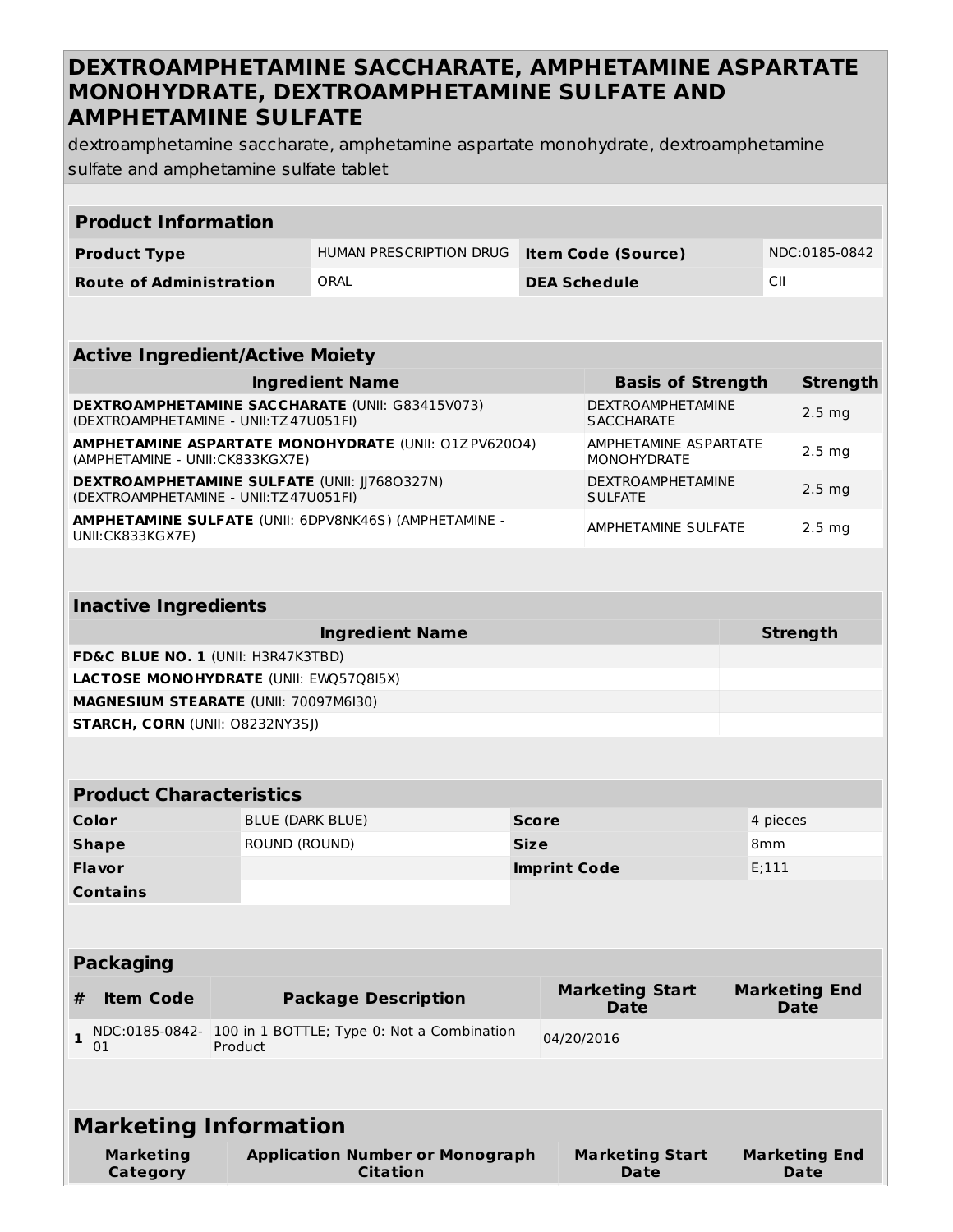# DEXTROAMPHETAMINE SACCHARATE, AMPHETAMINE ASPARTATE MONOHYDRATE, DEXTROAMPHETAMINE SULFATE AND AMPHETAMINE SULFATE

dextroamphetamine saccharate, amphetamine aspartate monohydrate, dextroamphetamine sulfate and amphetamine sulfate tablet

| Product Information | | | |
|---|---|---|---|
| **Product Type** | HUMAN PRESCRIPTION DRUG | **Item Code (Source)** | NDC:0185-0842 |
| **Route of Administration** | ORAL | **DEA Schedule** | CII |

| Active Ingredient/Active Moiety | | |
|---|---|---|
| **Ingredient Name** | **Basis of Strength** | **Strength** |
| **DEXTROAMPHETAMINE SACCHARATE** (UNII: G83415V073) (DEXTROAMPHETAMINE - UNII:TZ47U051FI) | DEXTROAMPHETAMINE SACCHARATE | 2.5 mg |
| **AMPHETAMINE ASPARTATE MONOHYDRATE** (UNII: O1ZPV620O4) (AMPHETAMINE - UNII:CK833KGX7E) | AMPHETAMINE ASPARTATE MONOHYDRATE | 2.5 mg |
| **DEXTROAMPHETAMINE SULFATE** (UNII: JJ768O327N) (DEXTROAMPHETAMINE - UNII:TZ47U051FI) | DEXTROAMPHETAMINE SULFATE | 2.5 mg |
| **AMPHETAMINE SULFATE** (UNII: 6DPV8NK46S) (AMPHETAMINE - UNII:CK833KGX7E) | AMPHETAMINE SULFATE | 2.5 mg |

| Inactive Ingredients | |
|---|---|
| **Ingredient Name** | **Strength** |
| **FD&C BLUE NO. 1** (UNII: H3R47K3TBD) | |
| **LACTOSE MONOHYDRATE** (UNII: EWQ57Q8I5X) | |
| **MAGNESIUM STEARATE** (UNII: 70097M6I30) | |
| **STARCH, CORN** (UNII: O8232NY3SJ) | |

| Product Characteristics | | | |
|---|---|---|---|
| **Color** | BLUE (DARK BLUE) | **Score** | 4 pieces |
| **Shape** | ROUND (ROUND) | **Size** | 8mm |
| **Flavor** | | **Imprint Code** | E;111 |
| **Contains** | | | |

| Packaging | | | | |
|---|---|---|---|---|
| **#** | **Item Code** | **Package Description** | **Marketing Start Date** | **Marketing End Date** |
| 1 | NDC:0185-0842-01 | 100 in 1 BOTTLE; Type 0: Not a Combination Product | 04/20/2016 | |

| Marketing Information | | | |
|---|---|---|---|
| **Marketing Category** | **Application Number or Monograph Citation** | **Marketing Start Date** | **Marketing End Date** |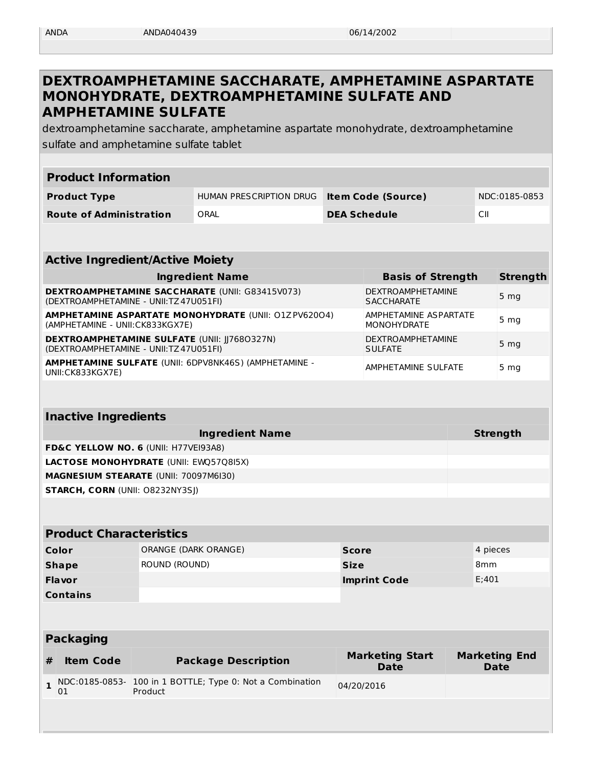| ANDA | ANDA040439 | 06/14/2002 | |
|---|---|---|---|

## DEXTROAMPHETAMINE SACCHARATE, AMPHETAMINE ASPARTATE MONOHYDRATE, DEXTROAMPHETAMINE SULFATE AND AMPHETAMINE SULFATE

dextroamphetamine saccharate, amphetamine aspartate monohydrate, dextroamphetamine sulfate and amphetamine sulfate tablet

| **Product Information** | | | |
|---|---|---|---|
| **Product Type** | HUMAN PRESCRIPTION DRUG | **Item Code (Source)** | NDC:0185-0853 |
| **Route of Administration** | ORAL | **DEA Schedule** | CII |

| **Active Ingredient/Active Moiety** | | |
|---|---|---|
| **Ingredient Name** | **Basis of Strength** | **Strength** |
| **DEXTROAMPHETAMINE SACCHARATE** (UNII: G83415V073) (DEXTROAMPHETAMINE - UNII:TZ47U051FI) | DEXTROAMPHETAMINE SACCHARATE | 5 mg |
| **AMPHETAMINE ASPARTATE MONOHYDRATE** (UNII: O1ZPV620O4) (AMPHETAMINE - UNII:CK833KGX7E) | AMPHETAMINE ASPARTATE MONOHYDRATE | 5 mg |
| **DEXTROAMPHETAMINE SULFATE** (UNII: JJ768O327N) (DEXTROAMPHETAMINE - UNII:TZ47U051FI) | DEXTROAMPHETAMINE SULFATE | 5 mg |
| **AMPHETAMINE SULFATE** (UNII: 6DPV8NK46S) (AMPHETAMINE - UNII:CK833KGX7E) | AMPHETAMINE SULFATE | 5 mg |

| **Inactive Ingredients** | |
|---|---|
| **Ingredient Name** | **Strength** |
| **FD&C YELLOW NO. 6** (UNII: H77VEI93A8) | |
| **LACTOSE MONOHYDRATE** (UNII: EWQ57Q8I5X) | |
| **MAGNESIUM STEARATE** (UNII: 70097M6I30) | |
| **STARCH, CORN** (UNII: O8232NY3SJ) | |

| **Product Characteristics** | | | |
|---|---|---|---|
| **Color** | ORANGE (DARK ORANGE) | **Score** | 4 pieces |
| **Shape** | ROUND (ROUND) | **Size** | 8mm |
| **Flavor** | | **Imprint Code** | E;401 |
| **Contains** | | | |

| **Packaging** | | | | |
|---|---|---|---|---|
| **#** | **Item Code** | **Package Description** | **Marketing Start Date** | **Marketing End Date** |
| **1** | NDC:0185-0853-01 | 100 in 1 BOTTLE; Type 0: Not a Combination Product | 04/20/2016 | |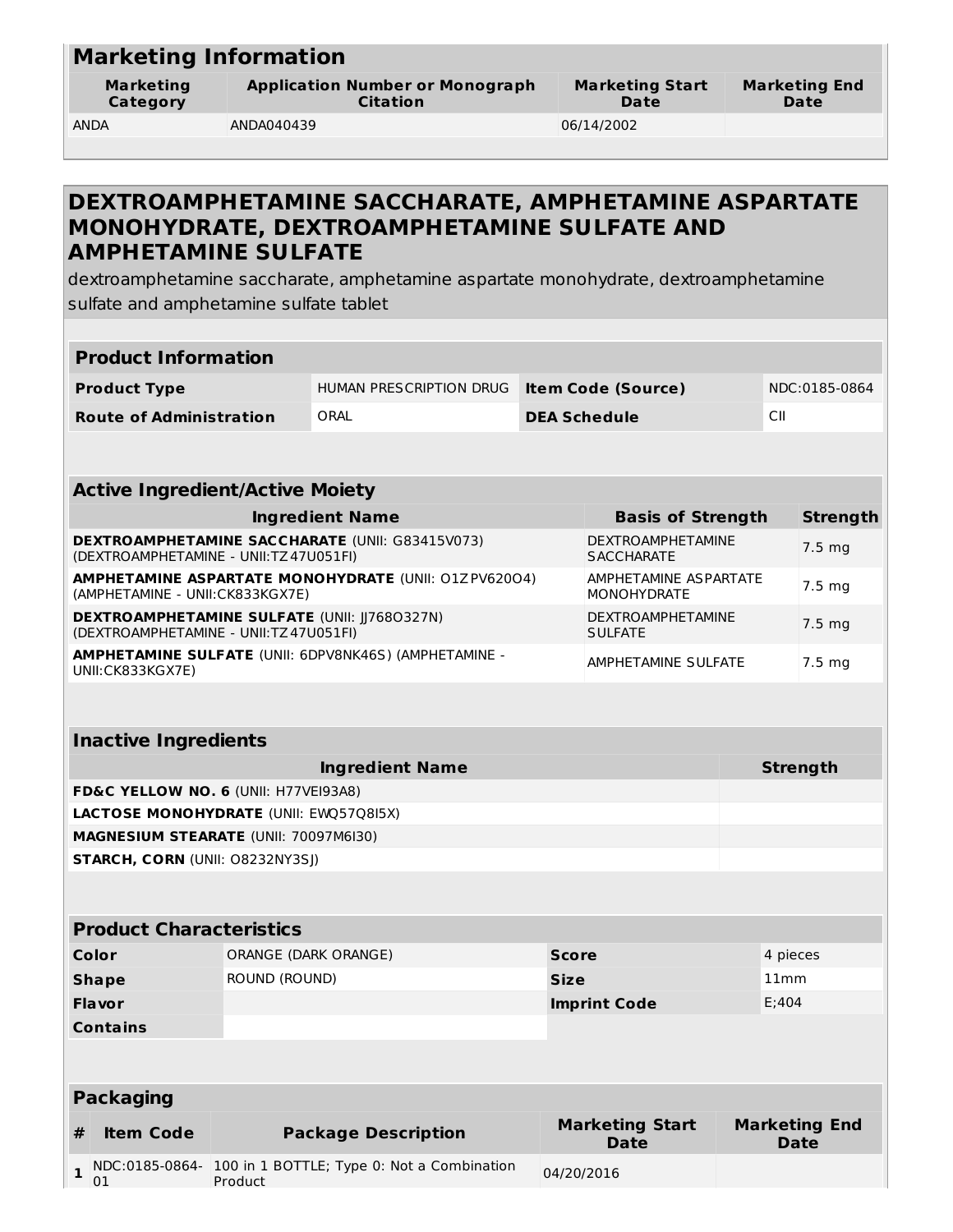## Marketing Information

| Marketing Category | Application Number or Monograph Citation | Marketing Start Date | Marketing End Date |
|---|---|---|---|
| ANDA | ANDA040439 | 06/14/2002 | |

## DEXTROAMPHETAMINE SACCHARATE, AMPHETAMINE ASPARTATE MONOHYDRATE, DEXTROAMPHETAMINE SULFATE AND AMPHETAMINE SULFATE

dextroamphetamine saccharate, amphetamine aspartate monohydrate, dextroamphetamine sulfate and amphetamine sulfate tablet

| Product Information | | | |
|---|---|---|---|
| **Product Type** | HUMAN PRESCRIPTION DRUG | **Item Code (Source)** | NDC:0185-0864 |
| **Route of Administration** | ORAL | **DEA Schedule** | CII |

| Active Ingredient/Active Moiety | | |
|---|---|---|
| **Ingredient Name** | **Basis of Strength** | **Strength** |
| **DEXTROAMPHETAMINE SACCHARATE** (UNII: G83415V073) (DEXTROAMPHETAMINE - UNII:TZ47U051FI) | DEXTROAMPHETAMINE SACCHARATE | 7.5 mg |
| **AMPHETAMINE ASPARTATE MONOHYDRATE** (UNII: O1ZPV620O4) (AMPHETAMINE - UNII:CK833KGX7E) | AMPHETAMINE ASPARTATE MONOHYDRATE | 7.5 mg |
| **DEXTROAMPHETAMINE SULFATE** (UNII: JJ768O327N) (DEXTROAMPHETAMINE - UNII:TZ47U051FI) | DEXTROAMPHETAMINE SULFATE | 7.5 mg |
| **AMPHETAMINE SULFATE** (UNII: 6DPV8NK46S) (AMPHETAMINE - UNII:CK833KGX7E) | AMPHETAMINE SULFATE | 7.5 mg |

| Inactive Ingredients | |
|---|---|
| **Ingredient Name** | **Strength** |
| **FD&C YELLOW NO. 6** (UNII: H77VEI93A8) | |
| **LACTOSE MONOHYDRATE** (UNII: EWQ57Q8I5X) | |
| **MAGNESIUM STEARATE** (UNII: 70097M6I30) | |
| **STARCH, CORN** (UNII: O8232NY3SJ) | |

| Product Characteristics | | | |
|---|---|---|---|
| **Color** | ORANGE (DARK ORANGE) | **Score** | 4 pieces |
| **Shape** | ROUND (ROUND) | **Size** | 11mm |
| **Flavor** | | **Imprint Code** | E;404 |
| **Contains** | | | |

| Packaging | | | | |
|---|---|---|---|---|
| **#** | **Item Code** | **Package Description** | **Marketing Start Date** | **Marketing End Date** |
| **1** | NDC:0185-0864-01 | 100 in 1 BOTTLE; Type 0: Not a Combination Product | 04/20/2016 | |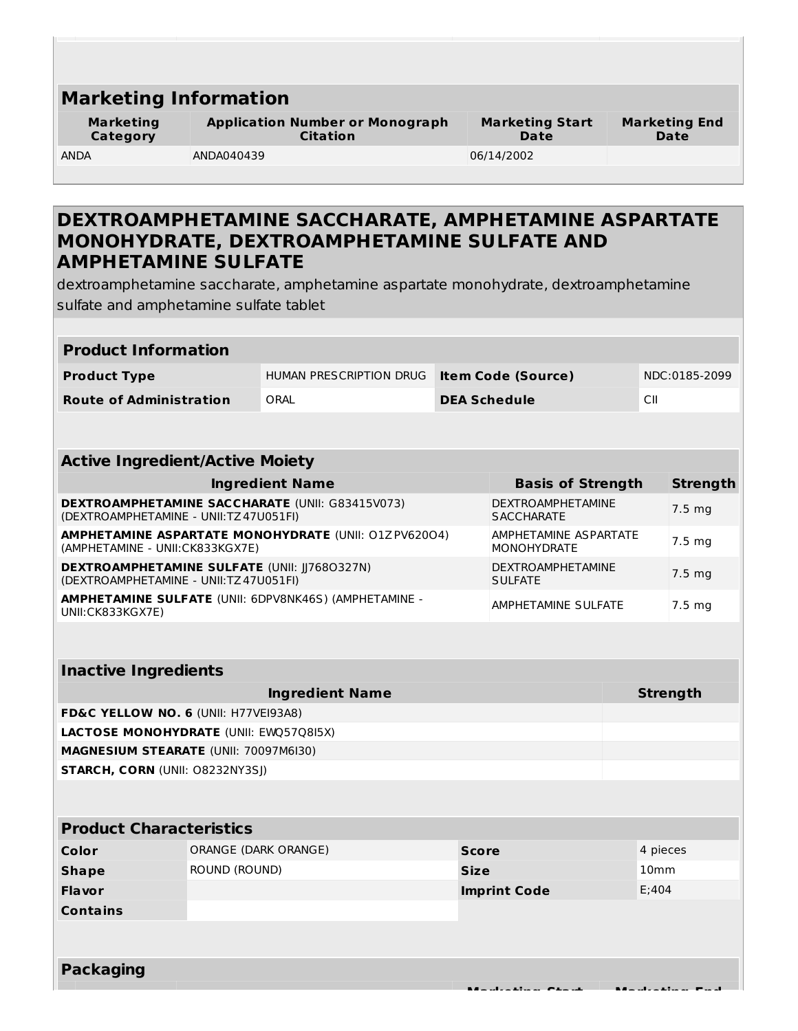## Marketing Information

| Marketing Category | Application Number or Monograph Citation | Marketing Start Date | Marketing End Date |
|---|---|---|---|
| ANDA | ANDA040439 | 06/14/2002 | |

# DEXTROAMPHETAMINE SACCHARATE, AMPHETAMINE ASPARTATE MONOHYDRATE, DEXTROAMPHETAMINE SULFATE AND AMPHETAMINE SULFATE

dextroamphetamine saccharate, amphetamine aspartate monohydrate, dextroamphetamine sulfate and amphetamine sulfate tablet

## Product Information

| | | | |
|---|---|---|---|
| **Product Type** | HUMAN PRESCRIPTION DRUG | **Item Code (Source)** | NDC:0185-2099 |
| **Route of Administration** | ORAL | **DEA Schedule** | CII |

## Active Ingredient/Active Moiety

| Ingredient Name | Basis of Strength | Strength |
|---|---|---|
| **DEXTROAMPHETAMINE SACCHARATE** (UNII: G83415V073) (DEXTROAMPHETAMINE - UNII:TZ47U051FI) | DEXTROAMPHETAMINE SACCHARATE | 7.5 mg |
| **AMPHETAMINE ASPARTATE MONOHYDRATE** (UNII: O1ZPV620O4) (AMPHETAMINE - UNII:CK833KGX7E) | AMPHETAMINE ASPARTATE MONOHYDRATE | 7.5 mg |
| **DEXTROAMPHETAMINE SULFATE** (UNII: JJ768O327N) (DEXTROAMPHETAMINE - UNII:TZ47U051FI) | DEXTROAMPHETAMINE SULFATE | 7.5 mg |
| **AMPHETAMINE SULFATE** (UNII: 6DPV8NK46S) (AMPHETAMINE - UNII:CK833KGX7E) | AMPHETAMINE SULFATE | 7.5 mg |

## Inactive Ingredients

| Ingredient Name | Strength |
|---|---|
| **FD&C YELLOW NO. 6** (UNII: H77VEI93A8) | |
| **LACTOSE MONOHYDRATE** (UNII: EWQ57Q8I5X) | |
| **MAGNESIUM STEARATE** (UNII: 70097M6I30) | |
| **STARCH, CORN** (UNII: O8232NY3SJ) | |

## Product Characteristics

| | | | |
|---|---|---|---|
| **Color** | ORANGE (DARK ORANGE) | **Score** | 4 pieces |
| **Shape** | ROUND (ROUND) | **Size** | 10mm |
| **Flavor** | | **Imprint Code** | E;404 |
| **Contains** | | | |

## Packaging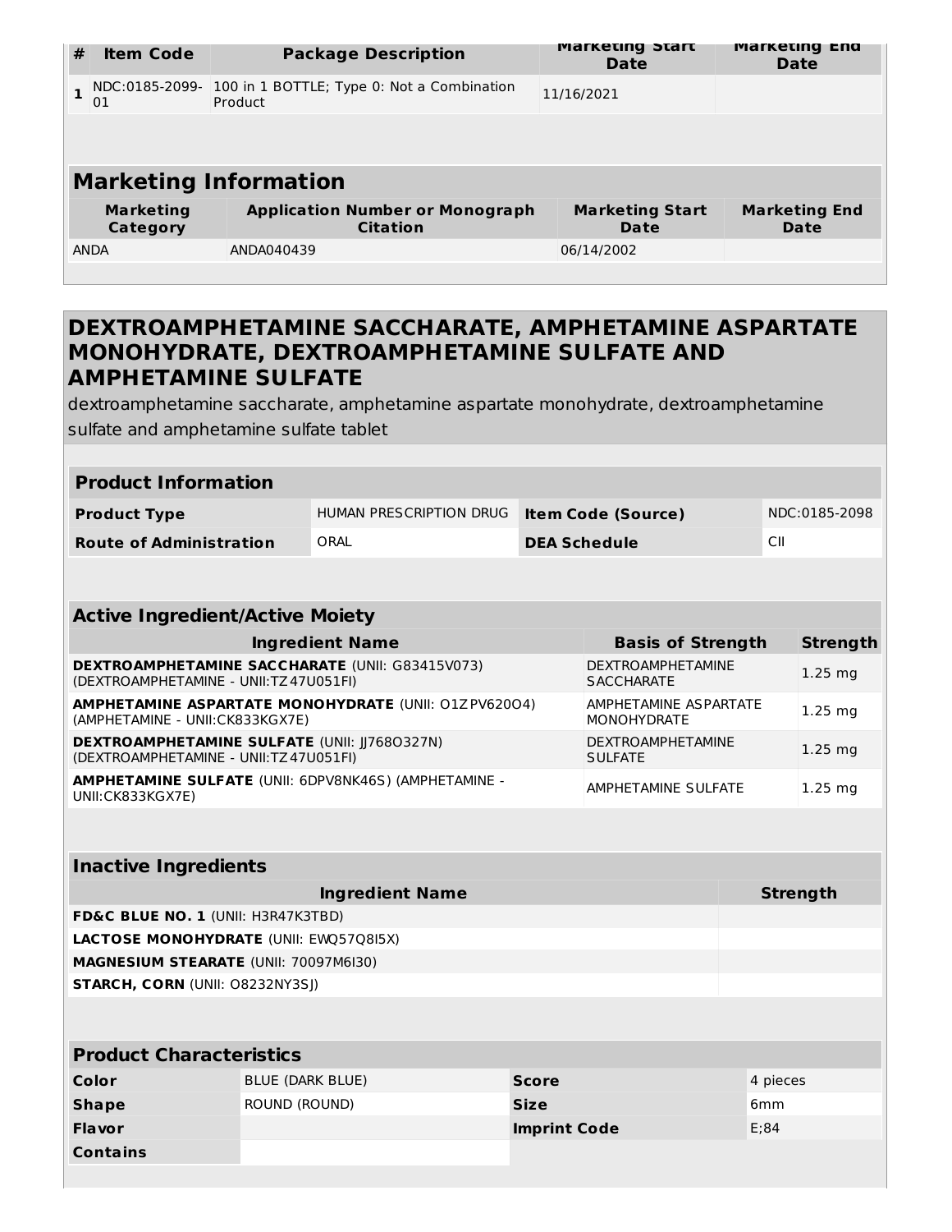| # | Item Code | Package Description | Marketing Start Date | Marketing End Date |
|---|---|---|---|---|
| 1 | NDC:0185-2099-01 | 100 in 1 BOTTLE; Type 0: Not a Combination Product | 11/16/2021 | |

## Marketing Information

| Marketing Category | Application Number or Monograph Citation | Marketing Start Date | Marketing End Date |
|---|---|---|---|
| ANDA | ANDA040439 | 06/14/2002 | |

## DEXTROAMPHETAMINE SACCHARATE, AMPHETAMINE ASPARTATE MONOHYDRATE, DEXTROAMPHETAMINE SULFATE AND AMPHETAMINE SULFATE

dextroamphetamine saccharate, amphetamine aspartate monohydrate, dextroamphetamine sulfate and amphetamine sulfate tablet

### Product Information

| | | | |
|---|---|---|---|
| **Product Type** | HUMAN PRESCRIPTION DRUG | **Item Code (Source)** | NDC:0185-2098 |
| **Route of Administration** | ORAL | **DEA Schedule** | CII |

### Active Ingredient/Active Moiety

| Ingredient Name | Basis of Strength | Strength |
|---|---|---|
| **DEXTROAMPHETAMINE SACCHARATE** (UNII: G83415V073) (DEXTROAMPHETAMINE - UNII:TZ47U051FI) | DEXTROAMPHETAMINE SACCHARATE | 1.25 mg |
| **AMPHETAMINE ASPARTATE MONOHYDRATE** (UNII: O1ZPV620O4) (AMPHETAMINE - UNII:CK833KGX7E) | AMPHETAMINE ASPARTATE MONOHYDRATE | 1.25 mg |
| **DEXTROAMPHETAMINE SULFATE** (UNII: JJ768O327N) (DEXTROAMPHETAMINE - UNII:TZ47U051FI) | DEXTROAMPHETAMINE SULFATE | 1.25 mg |
| **AMPHETAMINE SULFATE** (UNII: 6DPV8NK46S) (AMPHETAMINE - UNII:CK833KGX7E) | AMPHETAMINE SULFATE | 1.25 mg |

### Inactive Ingredients

| Ingredient Name | Strength |
|---|---|
| **FD&C BLUE NO. 1** (UNII: H3R47K3TBD) | |
| **LACTOSE MONOHYDRATE** (UNII: EWQ57Q8I5X) | |
| **MAGNESIUM STEARATE** (UNII: 70097M6I30) | |
| **STARCH, CORN** (UNII: O8232NY3SJ) | |

### Product Characteristics

| | | | |
|---|---|---|---|
| **Color** | BLUE (DARK BLUE) | **Score** | 4 pieces |
| **Shape** | ROUND (ROUND) | **Size** | 6mm |
| **Flavor** | | **Imprint Code** | E;84 |
| **Contains** | | | |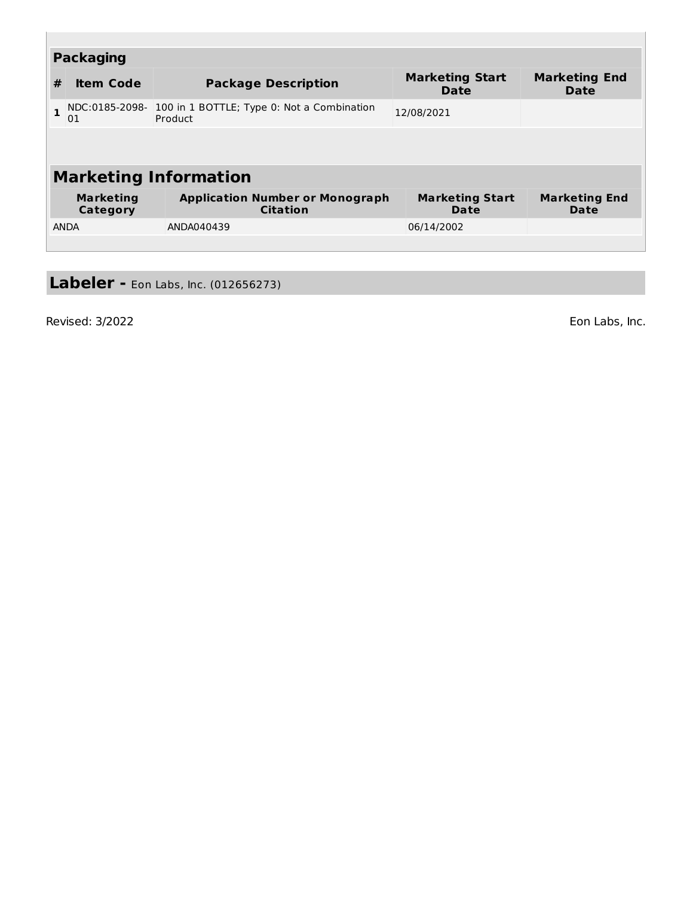## Packaging

| # | Item Code | Package Description | Marketing Start Date | Marketing End Date |
| --- | --- | --- | --- | --- |
| 1 | NDC:0185-2098-01 | 100 in 1 BOTTLE; Type 0: Not a Combination Product | 12/08/2021 | |

## Marketing Information

| Marketing Category | Application Number or Monograph Citation | Marketing Start Date | Marketing End Date |
| --- | --- | --- | --- |
| ANDA | ANDA040439 | 06/14/2002 | |

## Labeler - Eon Labs, Inc. (012656273)

Revised: 3/2022

Eon Labs, Inc.